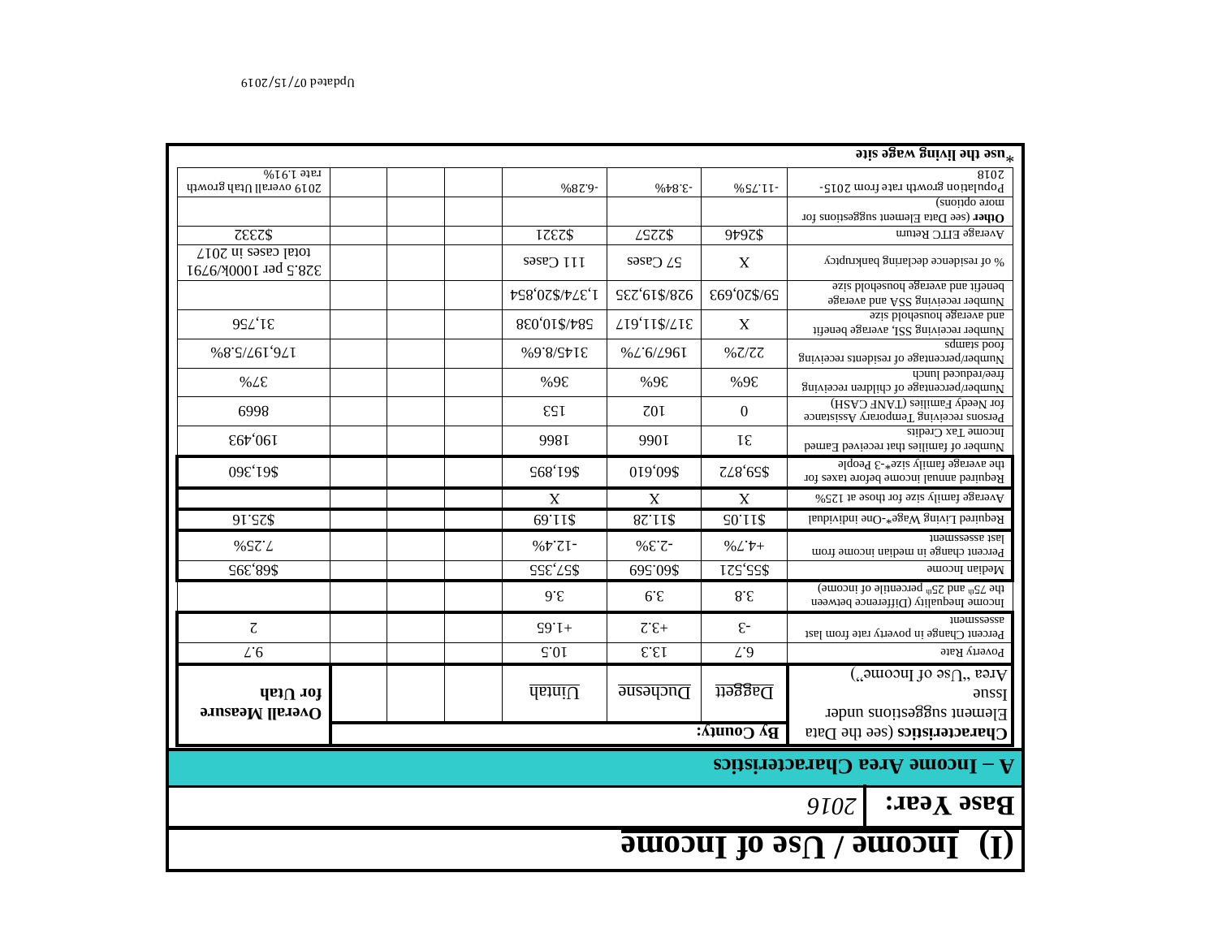# (I) Income / Use of Income

**Base Year:** *2016*

## A – Income Area Characteristics

| **Characteristics** (see the Data Element suggestions under Issue Area "Use of Income") | **By County:** Daggett | Duchesne | Uintah | | | | **Overall Measure for Utah** |
|---|---|---|---|---|---|---|---|
| Poverty Rate | 6.7 | 13.3 | 10.5 | | | | 9.7 |
| Percent Change in poverty rate from last assessment | -3 | +3.2 | +1.65 | | | | 2 |
| Income Inequality (Difference between the 75th and 25th percentile of income) | 3.8 | 3.9 | 3.6 | | | | |
| Median Income | $55,521 | $60,569 | $57,355 | | | | $68,395 |
| Percent change in median income from last assessment | +4.7% | -2.3% | -12.4% | | | | 7.25% |
| Required Living Wage*-One individual | $11.05 | $11.28 | $11.69 | | | | $25.16 |
| Average family size for those at 125% | X | X | X | | | | |
| Required annual income before taxes for the average family size*-3 People | $59,872 | $60,610 | $61,895 | | | | $61,360 |
| Number of families that received Earned Income Tax Credits | 31 | 1066 | 1866 | | | | 190,493 |
| Persons receiving Temporary Assistance for Needy Families (TANF CASH) | 0 | 102 | 153 | | | | 8669 |
| Number/percentage of children receiving free/reduced lunch | 36% | 36% | 36% | | | | 37% |
| Number/percentage of residents receiving food stamps | 22/2% | 1967/9.7% | 3145/8.6% | | | | 176,197/5.8% |
| Number receiving SSI, average benefit and average household size | X | 317/$11,617 | 584/$10,038 | | | | 31,756 |
| Number receiving SSA and average benefit and average household size | 59/$20,693 | 928/$19,235 | 1,374/$20,854 | | | | |
| % of residence declaring bankruptcy | X | 57 Cases | 111 Cases | | | | 328.5 per 1000k/9791 total cases in 2017 |
| Average EITC Return | $2646 | $2257 | $2321 | | | | $2332 |
| **Other** (see Data Element suggestions for more options) | | | | | | | |
| Population growth rate from 2015-2018 | -11.75% | -3.84% | -6.28% | | | | 2019 overall Utah growth rate 1.91% |

*use the living wage site

Updated 07/15/2019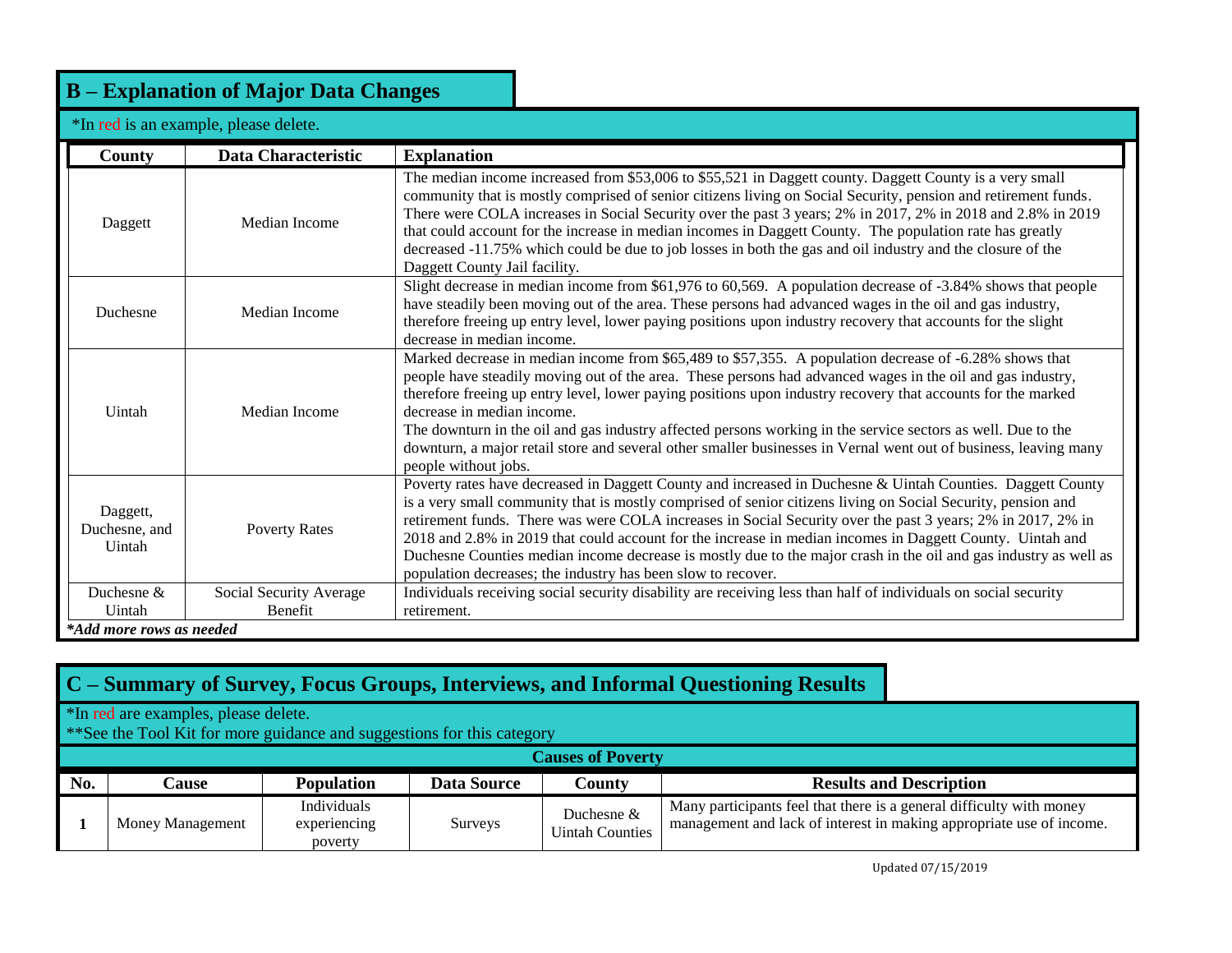## B – Explanation of Major Data Changes

*In red is an example, please delete.

| County | Data Characteristic | Explanation |
|---|---|---|
| Daggett | Median Income | The median income increased from $53,006 to $55,521 in Daggett county. Daggett County is a very small community that is mostly comprised of senior citizens living on Social Security, pension and retirement funds. There were COLA increases in Social Security over the past 3 years; 2% in 2017, 2% in 2018 and 2.8% in 2019 that could account for the increase in median incomes in Daggett County. The population rate has greatly decreased -11.75% which could be due to job losses in both the gas and oil industry and the closure of the Daggett County Jail facility. |
| Duchesne | Median Income | Slight decrease in median income from $61,976 to 60,569. A population decrease of -3.84% shows that people have steadily been moving out of the area. These persons had advanced wages in the oil and gas industry, therefore freeing up entry level, lower paying positions upon industry recovery that accounts for the slight decrease in median income. |
| Uintah | Median Income | Marked decrease in median income from $65,489 to $57,355. A population decrease of -6.28% shows that people have steadily moving out of the area. These persons had advanced wages in the oil and gas industry, therefore freeing up entry level, lower paying positions upon industry recovery that accounts for the marked decrease in median income.<br>The downturn in the oil and gas industry affected persons working in the service sectors as well. Due to the downturn, a major retail store and several other smaller businesses in Vernal went out of business, leaving many people without jobs. |
| Daggett, Duchesne, and Uintah | Poverty Rates | Poverty rates have decreased in Daggett County and increased in Duchesne & Uintah Counties. Daggett County is a very small community that is mostly comprised of senior citizens living on Social Security, pension and retirement funds. There was were COLA increases in Social Security over the past 3 years; 2% in 2017, 2% in 2018 and 2.8% in 2019 that could account for the increase in median incomes in Daggett County. Uintah and Duchesne Counties median income decrease is mostly due to the major crash in the oil and gas industry as well as population decreases; the industry has been slow to recover. |
| Duchesne & Uintah | Social Security Average Benefit | Individuals receiving social security disability are receiving less than half of individuals on social security retirement. |

***Add more rows as needed***

## C – Summary of Survey, Focus Groups, Interviews, and Informal Questioning Results

*In red are examples, please delete.
**See the Tool Kit for more guidance and suggestions for this category

**Causes of Poverty**

| No. | Cause | Population | Data Source | County | Results and Description |
|---|---|---|---|---|---|
| 1 | Money Management | Individuals experiencing poverty | Surveys | Duchesne & Uintah Counties | Many participants feel that there is a general difficulty with money management and lack of interest in making appropriate use of income. |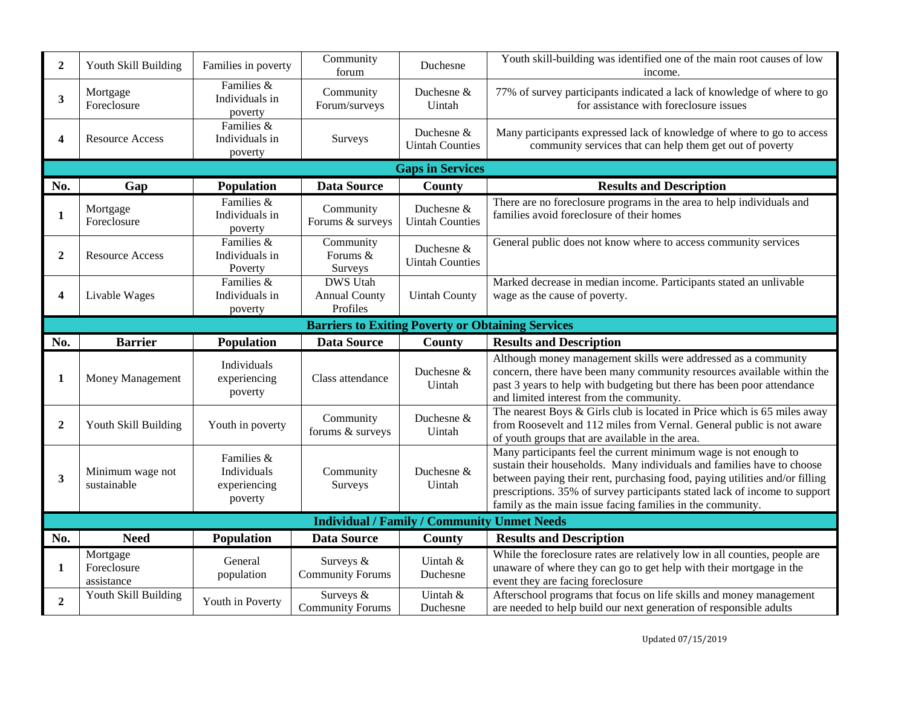| | | | | | |
|---|---|---|---|---|---|
| **2** | Youth Skill Building | Families in poverty | Community forum | Duchesne | Youth skill-building was identified one of the main root causes of low income. |
| **3** | Mortgage Foreclosure | Families & Individuals in poverty | Community Forum/surveys | Duchesne & Uintah | 77% of survey participants indicated a lack of knowledge of where to go for assistance with foreclosure issues |
| **4** | Resource Access | Families & Individuals in poverty | Surveys | Duchesne & Uintah Counties | Many participants expressed lack of knowledge of where to go to access community services that can help them get out of poverty |
| **Gaps in Services** | | | | | |
| **No.** | **Gap** | **Population** | **Data Source** | **County** | **Results and Description** |
| **1** | Mortgage Foreclosure | Families & Individuals in poverty | Community Forums & surveys | Duchesne & Uintah Counties | There are no foreclosure programs in the area to help individuals and families avoid foreclosure of their homes |
| **2** | Resource Access | Families & Individuals in Poverty | Community Forums & Surveys | Duchesne & Uintah Counties | General public does not know where to access community services |
| **4** | Livable Wages | Families & Individuals in poverty | DWS Utah Annual County Profiles | Uintah County | Marked decrease in median income. Participants stated an unlivable wage as the cause of poverty. |
| **Barriers to Exiting Poverty or Obtaining Services** | | | | | |
| **No.** | **Barrier** | **Population** | **Data Source** | **County** | **Results and Description** |
| **1** | Money Management | Individuals experiencing poverty | Class attendance | Duchesne & Uintah | Although money management skills were addressed as a community concern, there have been many community resources available within the past 3 years to help with budgeting but there has been poor attendance and limited interest from the community. |
| **2** | Youth Skill Building | Youth in poverty | Community forums & surveys | Duchesne & Uintah | The nearest Boys & Girls club is located in Price which is 65 miles away from Roosevelt and 112 miles from Vernal. General public is not aware of youth groups that are available in the area. |
| **3** | Minimum wage not sustainable | Families & Individuals experiencing poverty | Community Surveys | Duchesne & Uintah | Many participants feel the current minimum wage is not enough to sustain their households. Many individuals and families have to choose between paying their rent, purchasing food, paying utilities and/or filling prescriptions. 35% of survey participants stated lack of income to support family as the main issue facing families in the community. |
| **Individual / Family / Community Unmet Needs** | | | | | |
| **No.** | **Need** | **Population** | **Data Source** | **County** | **Results and Description** |
| **1** | Mortgage Foreclosure assistance | General population | Surveys & Community Forums | Uintah & Duchesne | While the foreclosure rates are relatively low in all counties, people are unaware of where they can go to get help with their mortgage in the event they are facing foreclosure |
| **2** | Youth Skill Building | Youth in Poverty | Surveys & Community Forums | Uintah & Duchesne | Afterschool programs that focus on life skills and money management are needed to help build our next generation of responsible adults |

Updated 07/15/2019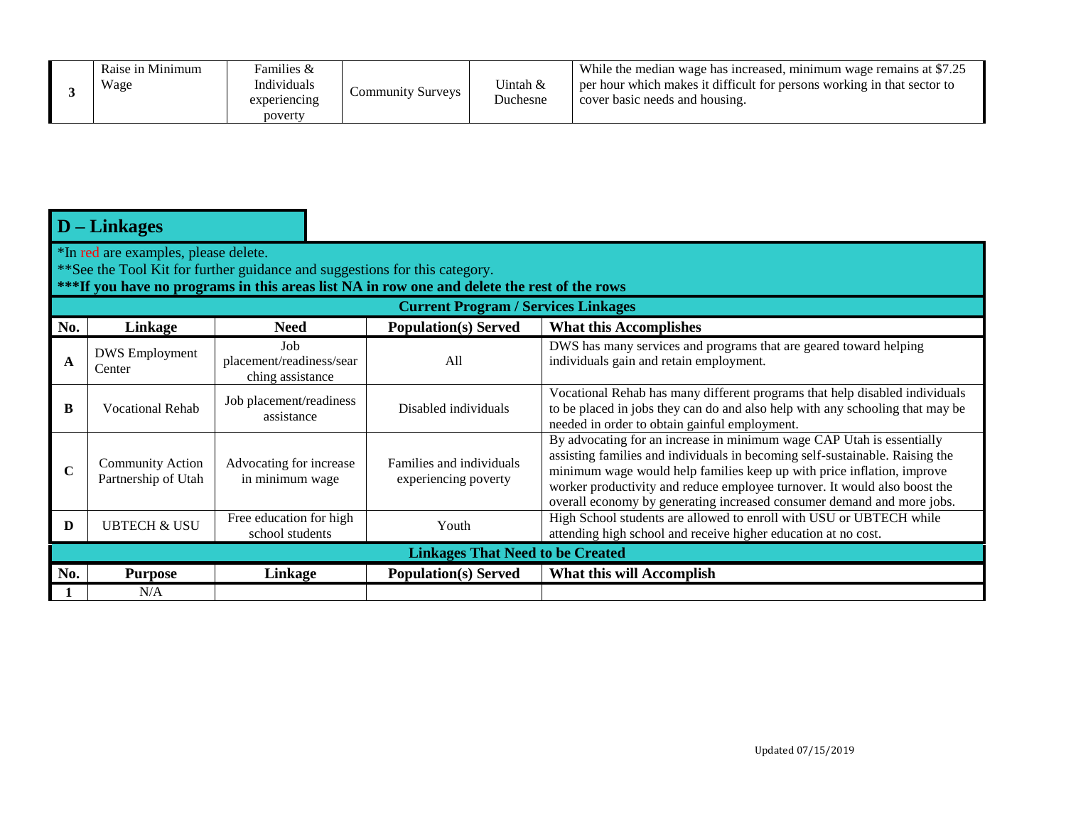| | | | | | |
|---|---|---|---|---|---|
| 3 | Raise in Minimum Wage | Families & Individuals experiencing poverty | Community Surveys | Uintah & Duchesne | While the median wage has increased, minimum wage remains at $7.25 per hour which makes it difficult for persons working in that sector to cover basic needs and housing. |

## D – Linkages

*In red are examples, please delete.
**See the Tool Kit for further guidance and suggestions for this category.
**\*\*\*If you have no programs in this areas list NA in row one and delete the rest of the rows**

**Current Program / Services Linkages**

| No. | Linkage | Need | Population(s) Served | What this Accomplishes |
|---|---|---|---|---|
| A | DWS Employment Center | Job placement/readiness/searching assistance | All | DWS has many services and programs that are geared toward helping individuals gain and retain employment. |
| B | Vocational Rehab | Job placement/readiness assistance | Disabled individuals | Vocational Rehab has many different programs that help disabled individuals to be placed in jobs they can do and also help with any schooling that may be needed in order to obtain gainful employment. |
| C | Community Action Partnership of Utah | Advocating for increase in minimum wage | Families and individuals experiencing poverty | By advocating for an increase in minimum wage CAP Utah is essentially assisting families and individuals in becoming self-sustainable. Raising the minimum wage would help families keep up with price inflation, improve worker productivity and reduce employee turnover. It would also boost the overall economy by generating increased consumer demand and more jobs. |
| D | UBTECH & USU | Free education for high school students | Youth | High School students are allowed to enroll with USU or UBTECH while attending high school and receive higher education at no cost. |

**Linkages That Need to be Created**

| No. | Purpose | Linkage | Population(s) Served | What this will Accomplish |
|---|---|---|---|---|
| 1 | N/A | | | |

Updated 07/15/2019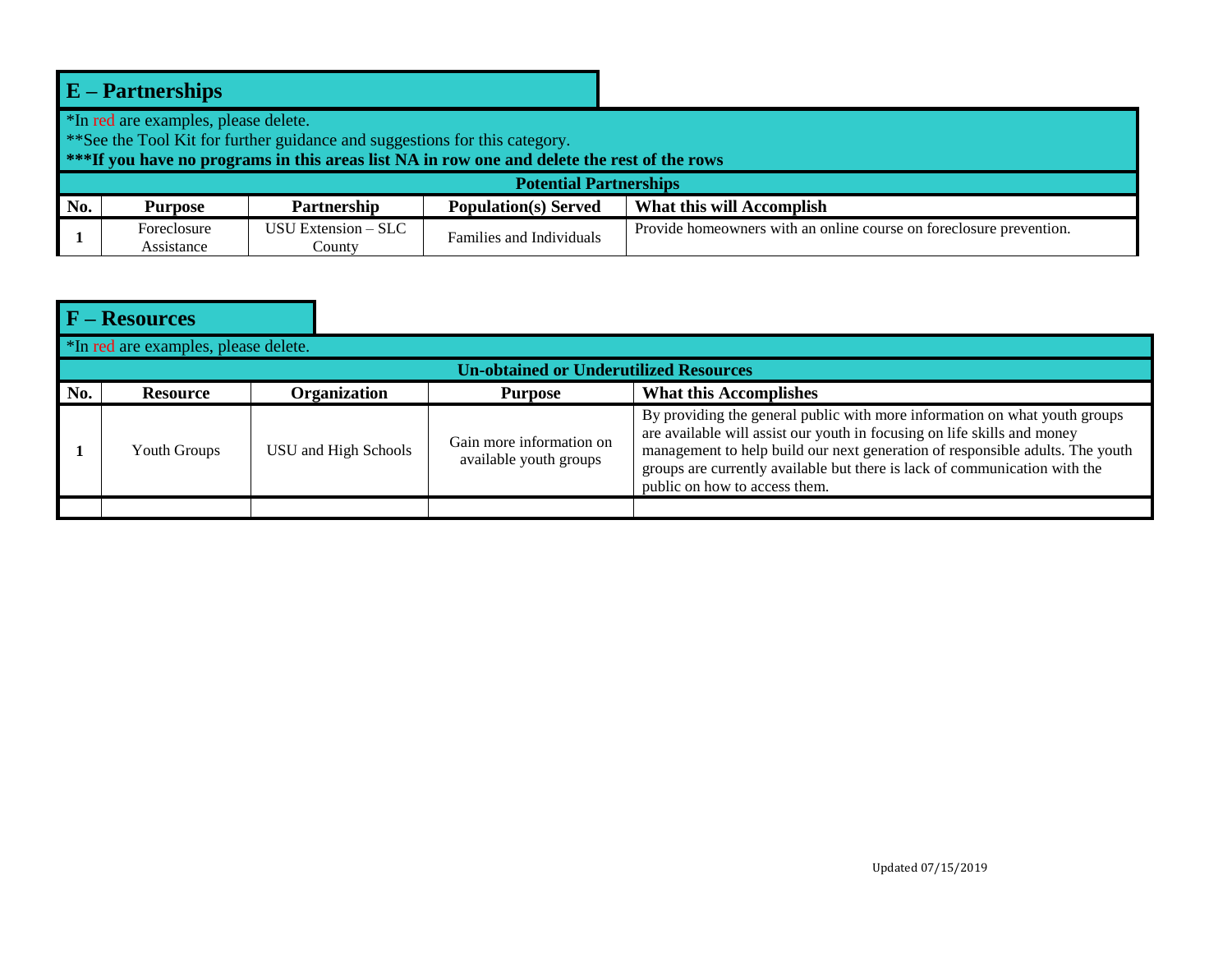## E – Partnerships

*In red are examples, please delete.
**See the Tool Kit for further guidance and suggestions for this category.
**\*\*\*If you have no programs in this areas list NA in row one and delete the rest of the rows**

**Potential Partnerships**

| No. | Purpose | Partnership | Population(s) Served | What this will Accomplish |
|---|---|---|---|---|
| 1 | Foreclosure Assistance | USU Extension – SLC County | Families and Individuals | Provide homeowners with an online course on foreclosure prevention. |

## F – Resources

*In red are examples, please delete.

**Un-obtained or Underutilized Resources**

| No. | Resource | Organization | Purpose | What this Accomplishes |
|---|---|---|---|---|
| 1 | Youth Groups | USU and High Schools | Gain more information on available youth groups | By providing the general public with more information on what youth groups are available will assist our youth in focusing on life skills and money management to help build our next generation of responsible adults. The youth groups are currently available but there is lack of communication with the public on how to access them. |
| | | | | |

Updated 07/15/2019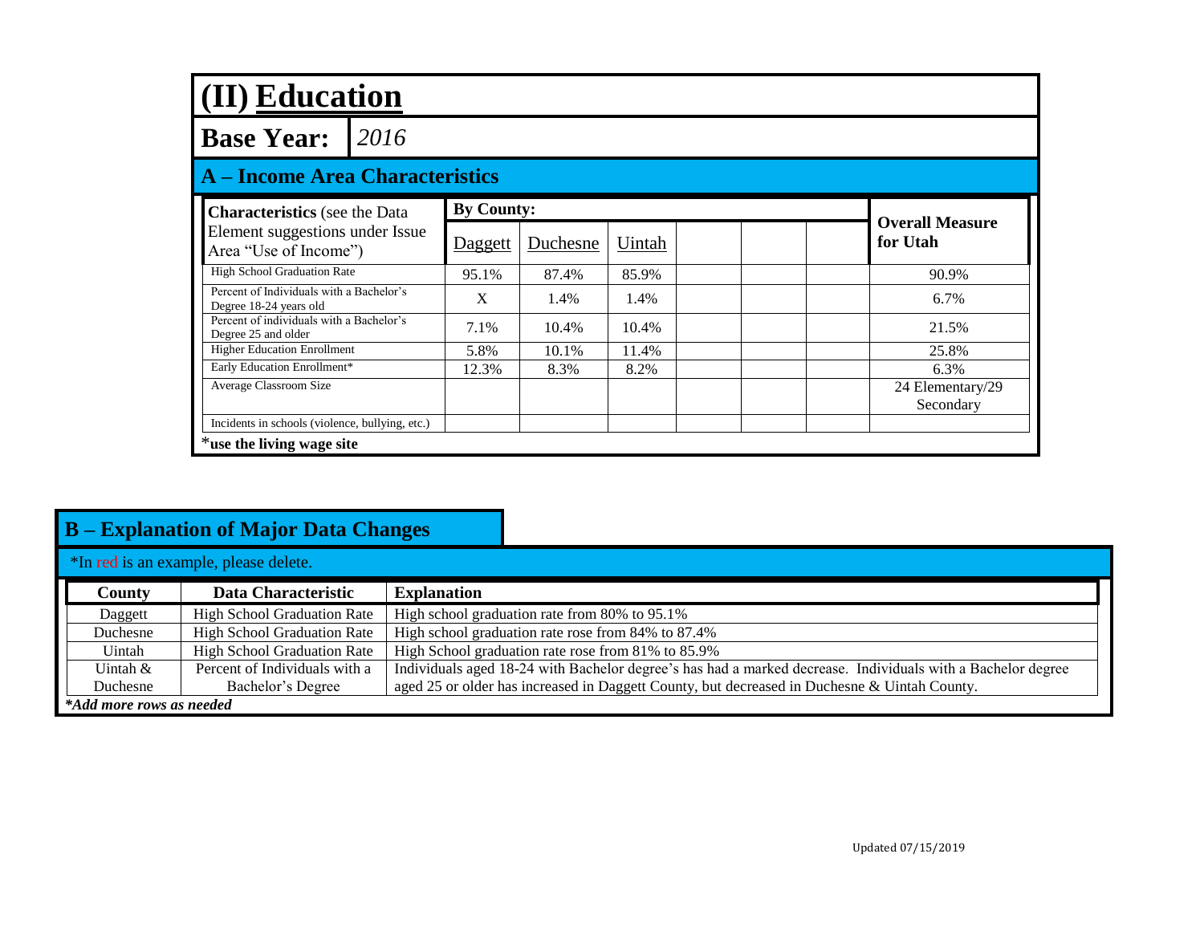# (II) Education

**Base Year:** *2016*

## A – Income Area Characteristics

| **Characteristics** (see the Data Element suggestions under Issue Area "Use of Income") | **By County:** | | | | | | **Overall Measure for Utah** |
|---|---|---|---|---|---|---|---|
| | Daggett | Duchesne | Uintah | | | | |
| High School Graduation Rate | 95.1% | 87.4% | 85.9% | | | | 90.9% |
| Percent of Individuals with a Bachelor's Degree 18-24 years old | X | 1.4% | 1.4% | | | | 6.7% |
| Percent of individuals with a Bachelor's Degree 25 and older | 7.1% | 10.4% | 10.4% | | | | 21.5% |
| Higher Education Enrollment | 5.8% | 10.1% | 11.4% | | | | 25.8% |
| Early Education Enrollment* | 12.3% | 8.3% | 8.2% | | | | 6.3% |
| Average Classroom Size | | | | | | | 24 Elementary/29 Secondary |
| Incidents in schools (violence, bullying, etc.) | | | | | | | |

*use the living wage site

## B – Explanation of Major Data Changes

*In red is an example, please delete.

| County | Data Characteristic | Explanation |
|---|---|---|
| Daggett | High School Graduation Rate | High school graduation rate from 80% to 95.1% |
| Duchesne | High School Graduation Rate | High school graduation rate rose from 84% to 87.4% |
| Uintah | High School Graduation Rate | High School graduation rate rose from 81% to 85.9% |
| Uintah & Duchesne | Percent of Individuals with a Bachelor's Degree | Individuals aged 18-24 with Bachelor degree's has had a marked decrease. Individuals with a Bachelor degree aged 25 or older has increased in Daggett County, but decreased in Duchesne & Uintah County. |

***Add more rows as needed***

Updated 07/15/2019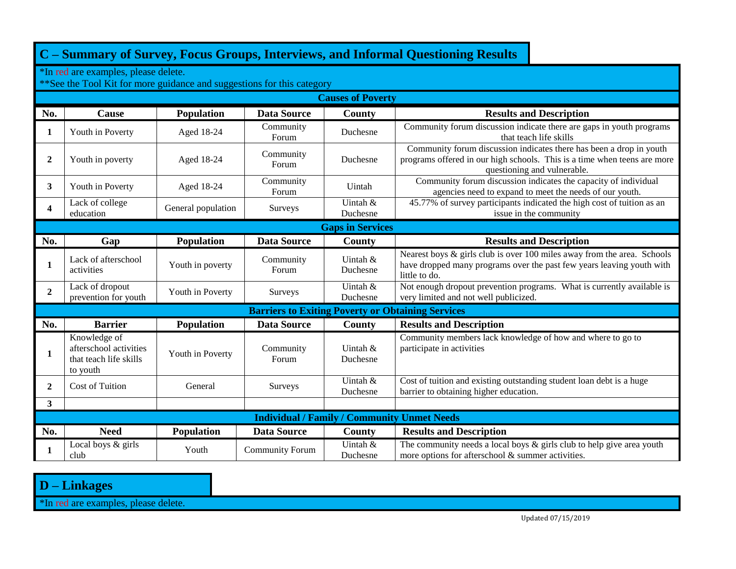## C – Summary of Survey, Focus Groups, Interviews, and Informal Questioning Results

*In red are examples, please delete.
**See the Tool Kit for more guidance and suggestions for this category

| | | | | | |
|---|---|---|---|---|---|
| **Causes of Poverty** | | | | | |
| **No.** | **Cause** | **Population** | **Data Source** | **County** | **Results and Description** |
| **1** | Youth in Poverty | Aged 18-24 | Community Forum | Duchesne | Community forum discussion indicate there are gaps in youth programs that teach life skills |
| **2** | Youth in poverty | Aged 18-24 | Community Forum | Duchesne | Community forum discussion indicates there has been a drop in youth programs offered in our high schools. This is a time when teens are more questioning and vulnerable. |
| **3** | Youth in Poverty | Aged 18-24 | Community Forum | Uintah | Community forum discussion indicates the capacity of individual agencies need to expand to meet the needs of our youth. |
| **4** | Lack of college education | General population | Surveys | Uintah & Duchesne | 45.77% of survey participants indicated the high cost of tuition as an issue in the community |
| **Gaps in Services** | | | | | |
| **No.** | **Gap** | **Population** | **Data Source** | **County** | **Results and Description** |
| **1** | Lack of afterschool activities | Youth in poverty | Community Forum | Uintah & Duchesne | Nearest boys & girls club is over 100 miles away from the area. Schools have dropped many programs over the past few years leaving youth with little to do. |
| **2** | Lack of dropout prevention for youth | Youth in Poverty | Surveys | Uintah & Duchesne | Not enough dropout prevention programs. What is currently available is very limited and not well publicized. |
| **Barriers to Exiting Poverty or Obtaining Services** | | | | | |
| **No.** | **Barrier** | **Population** | **Data Source** | **County** | **Results and Description** |
| **1** | Knowledge of afterschool activities that teach life skills to youth | Youth in Poverty | Community Forum | Uintah & Duchesne | Community members lack knowledge of how and where to go to participate in activities |
| **2** | Cost of Tuition | General | Surveys | Uintah & Duchesne | Cost of tuition and existing outstanding student loan debt is a huge barrier to obtaining higher education. |
| **3** | | | | | |
| **Individual / Family / Community Unmet Needs** | | | | | |
| **No.** | **Need** | **Population** | **Data Source** | **County** | **Results and Description** |
| **1** | Local boys & girls club | Youth | Community Forum | Uintah & Duchesne | The community needs a local boys & girls club to help give area youth more options for afterschool & summer activities. |

## D – Linkages

*In red are examples, please delete.

Updated 07/15/2019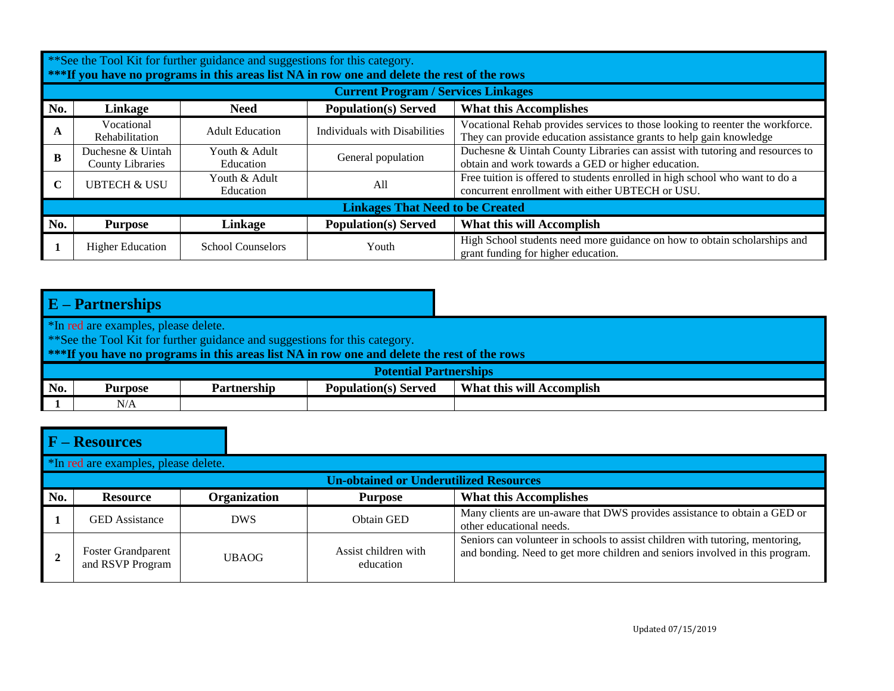**See the Tool Kit for further guidance and suggestions for this category.

***If you have no programs in this areas list NA in row one and delete the rest of the rows**

| **Current Program / Services Linkages** | | | | |
|---|---|---|---|---|
| **No.** | **Linkage** | **Need** | **Population(s) Served** | **What this Accomplishes** |
| **A** | Vocational Rehabilitation | Adult Education | Individuals with Disabilities | Vocational Rehab provides services to those looking to reenter the workforce. They can provide education assistance grants to help gain knowledge |
| **B** | Duchesne & Uintah County Libraries | Youth & Adult Education | General population | Duchesne & Uintah County Libraries can assist with tutoring and resources to obtain and work towards a GED or higher education. |
| **C** | UBTECH & USU | Youth & Adult Education | All | Free tuition is offered to students enrolled in high school who want to do a concurrent enrollment with either UBTECH or USU. |

| **Linkages That Need to be Created** | | | | |
|---|---|---|---|---|
| **No.** | **Purpose** | **Linkage** | **Population(s) Served** | **What this will Accomplish** |
| **1** | Higher Education | School Counselors | Youth | High School students need more guidance on how to obtain scholarships and grant funding for higher education. |

## E – Partnerships

*In red are examples, please delete.

**See the Tool Kit for further guidance and suggestions for this category.

***If you have no programs in this areas list NA in row one and delete the rest of the rows**

| **Potential Partnerships** | | | | |
|---|---|---|---|---|
| **No.** | **Purpose** | **Partnership** | **Population(s) Served** | **What this will Accomplish** |
| **1** | N/A | | | |

## F – Resources

*In red are examples, please delete.

| **Un-obtained or Underutilized Resources** | | | | |
|---|---|---|---|---|
| **No.** | **Resource** | **Organization** | **Purpose** | **What this Accomplishes** |
| **1** | GED Assistance | DWS | Obtain GED | Many clients are un-aware that DWS provides assistance to obtain a GED or other educational needs. |
| **2** | Foster Grandparent and RSVP Program | UBAOG | Assist children with education | Seniors can volunteer in schools to assist children with tutoring, mentoring, and bonding. Need to get more children and seniors involved in this program. |

Updated 07/15/2019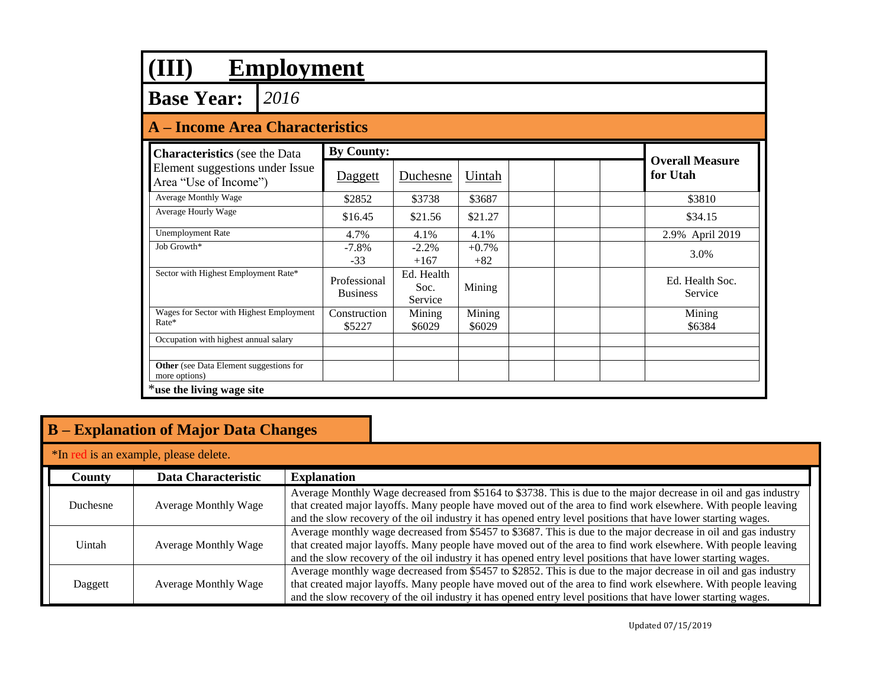# (III) Employment

**Base Year:** *2016*

## A – Income Area Characteristics

| **Characteristics** (see the Data Element suggestions under Issue Area "Use of Income") | **By County:** | | | | | | **Overall Measure for Utah** |
|---|---|---|---|---|---|---|---|
| | Daggett | Duchesne | Uintah | | | | |
| Average Monthly Wage | $2852 | $3738 | $3687 | | | | $3810 |
| Average Hourly Wage | $16.45 | $21.56 | $21.27 | | | | $34.15 |
| Unemployment Rate | 4.7% | 4.1% | 4.1% | | | | 2.9% April 2019 |
| Job Growth* | -7.8% -33 | -2.2% +167 | +0.7% +82 | | | | 3.0% |
| Sector with Highest Employment Rate* | Professional Business | Ed. Health Soc. Service | Mining | | | | Ed. Health Soc. Service |
| Wages for Sector with Highest Employment Rate* | Construction $5227 | Mining $6029 | Mining $6029 | | | | Mining $6384 |
| Occupation with highest annual salary | | | | | | | |
| | | | | | | | |
| **Other** (see Data Element suggestions for more options) | | | | | | | |

*use the living wage site

## B – Explanation of Major Data Changes

*In red is an example, please delete.

| County | Data Characteristic | Explanation |
|---|---|---|
| Duchesne | Average Monthly Wage | Average Monthly Wage decreased from $5164 to $3738. This is due to the major decrease in oil and gas industry that created major layoffs. Many people have moved out of the area to find work elsewhere. With people leaving and the slow recovery of the oil industry it has opened entry level positions that have lower starting wages. |
| Uintah | Average Monthly Wage | Average monthly wage decreased from $5457 to $3687. This is due to the major decrease in oil and gas industry that created major layoffs. Many people have moved out of the area to find work elsewhere. With people leaving and the slow recovery of the oil industry it has opened entry level positions that have lower starting wages. |
| Daggett | Average Monthly Wage | Average monthly wage decreased from $5457 to $2852. This is due to the major decrease in oil and gas industry that created major layoffs. Many people have moved out of the area to find work elsewhere. With people leaving and the slow recovery of the oil industry it has opened entry level positions that have lower starting wages. |

Updated 07/15/2019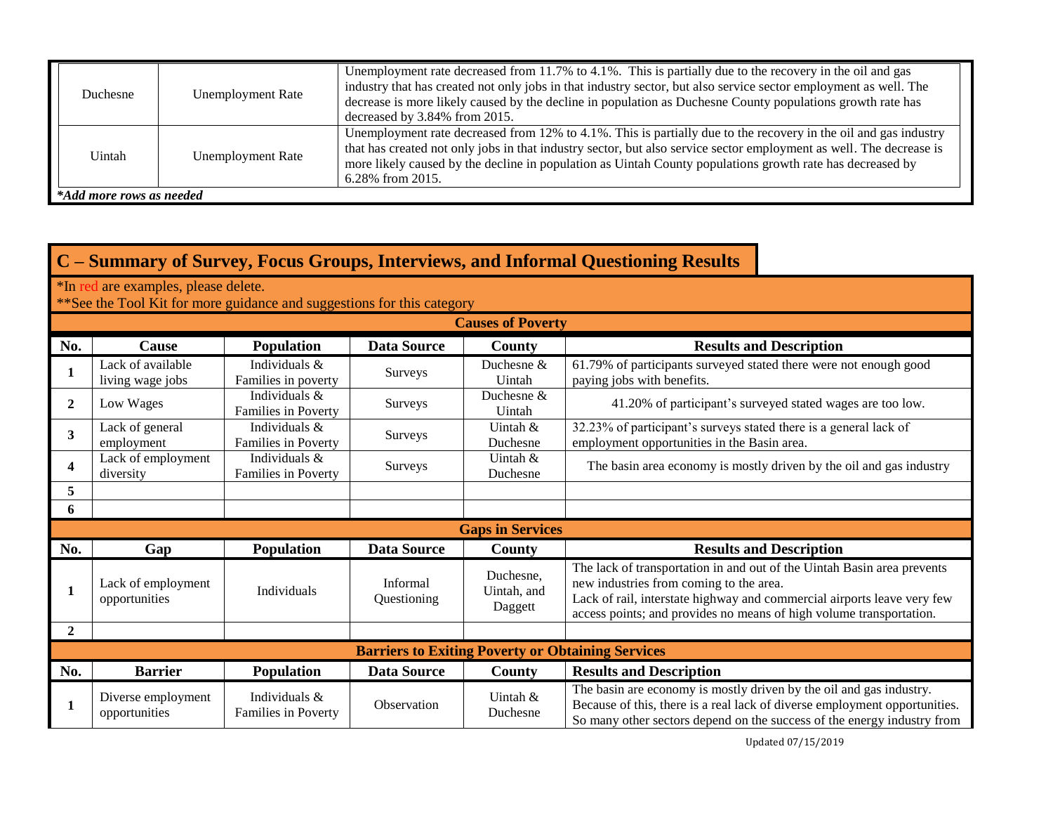| | | |
|---|---|---|
| Duchesne | Unemployment Rate | Unemployment rate decreased from 11.7% to 4.1%. This is partially due to the recovery in the oil and gas industry that has created not only jobs in that industry sector, but also service sector employment as well. The decrease is more likely caused by the decline in population as Duchesne County populations growth rate has decreased by 3.84% from 2015. |
| Uintah | Unemployment Rate | Unemployment rate decreased from 12% to 4.1%. This is partially due to the recovery in the oil and gas industry that has created not only jobs in that industry sector, but also service sector employment as well. The decrease is more likely caused by the decline in population as Uintah County populations growth rate has decreased by 6.28% from 2015. |

***Add more rows as needed***

## C – Summary of Survey, Focus Groups, Interviews, and Informal Questioning Results

*In red are examples, please delete.
**See the Tool Kit for more guidance and suggestions for this category

**Causes of Poverty**

| No. | Cause | Population | Data Source | County | Results and Description |
|---|---|---|---|---|---|
| 1 | Lack of available living wage jobs | Individuals & Families in poverty | Surveys | Duchesne & Uintah | 61.79% of participants surveyed stated there were not enough good paying jobs with benefits. |
| 2 | Low Wages | Individuals & Families in Poverty | Surveys | Duchesne & Uintah | 41.20% of participant's surveyed stated wages are too low. |
| 3 | Lack of general employment | Individuals & Families in Poverty | Surveys | Uintah & Duchesne | 32.23% of participant's surveys stated there is a general lack of employment opportunities in the Basin area. |
| 4 | Lack of employment diversity | Individuals & Families in Poverty | Surveys | Uintah & Duchesne | The basin area economy is mostly driven by the oil and gas industry |
| 5 | | | | | |
| 6 | | | | | |

**Gaps in Services**

| No. | Gap | Population | Data Source | County | Results and Description |
|---|---|---|---|---|---|
| 1 | Lack of employment opportunities | Individuals | Informal Questioning | Duchesne, Uintah, and Daggett | The lack of transportation in and out of the Uintah Basin area prevents new industries from coming to the area. Lack of rail, interstate highway and commercial airports leave very few access points; and provides no means of high volume transportation. |
| 2 | | | | | |

**Barriers to Exiting Poverty or Obtaining Services**

| No. | Barrier | Population | Data Source | County | Results and Description |
|---|---|---|---|---|---|
| 1 | Diverse employment opportunities | Individuals & Families in Poverty | Observation | Uintah & Duchesne | The basin are economy is mostly driven by the oil and gas industry. Because of this, there is a real lack of diverse employment opportunities. So many other sectors depend on the success of the energy industry from |

Updated 07/15/2019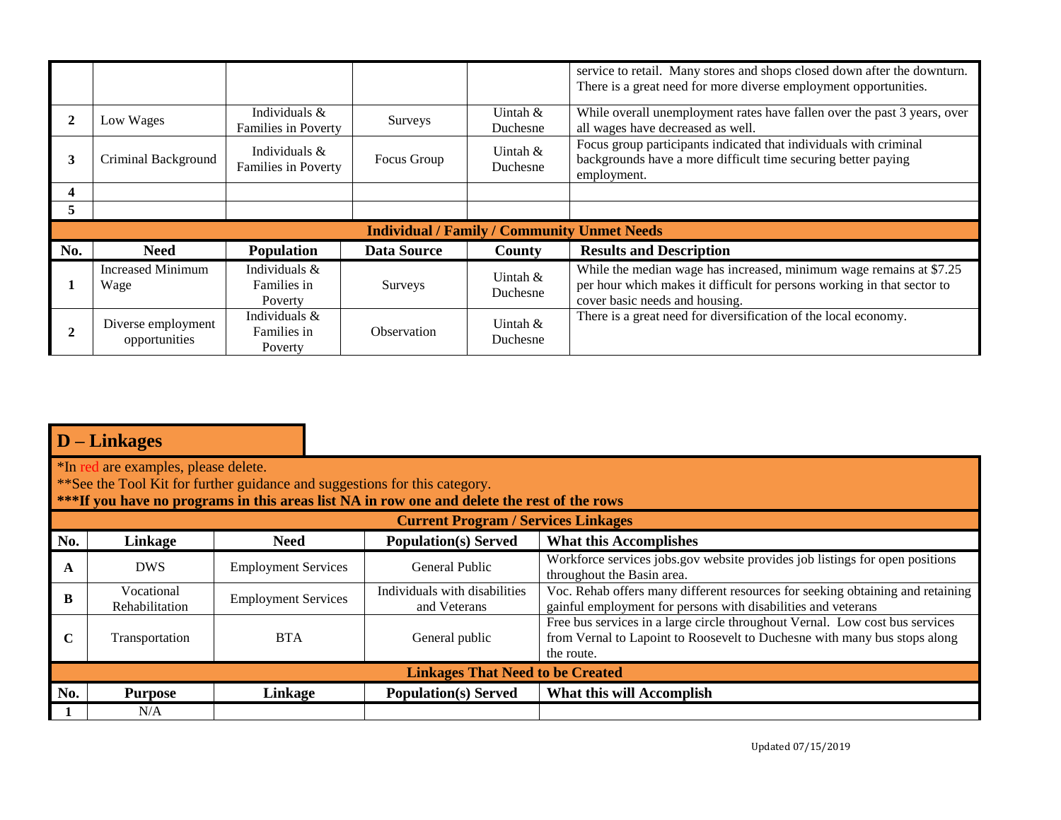| | | | | | |
|---|---|---|---|---|---|
| | | | | | service to retail. Many stores and shops closed down after the downturn. There is a great need for more diverse employment opportunities. |
| 2 | Low Wages | Individuals & Families in Poverty | Surveys | Uintah & Duchesne | While overall unemployment rates have fallen over the past 3 years, over all wages have decreased as well. |
| 3 | Criminal Background | Individuals & Families in Poverty | Focus Group | Uintah & Duchesne | Focus group participants indicated that individuals with criminal backgrounds have a more difficult time securing better paying employment. |
| 4 | | | | | |
| 5 | | | | | |

**Individual / Family / Community Unmet Needs**

| No. | Need | Population | Data Source | County | Results and Description |
|---|---|---|---|---|---|
| 1 | Increased Minimum Wage | Individuals & Families in Poverty | Surveys | Uintah & Duchesne | While the median wage has increased, minimum wage remains at $7.25 per hour which makes it difficult for persons working in that sector to cover basic needs and housing. |
| 2 | Diverse employment opportunities | Individuals & Families in Poverty | Observation | Uintah & Duchesne | There is a great need for diversification of the local economy. |

## D – Linkages

*In red are examples, please delete.

**See the Tool Kit for further guidance and suggestions for this category.

**\*\*\*If you have no programs in this areas list NA in row one and delete the rest of the rows**

**Current Program / Services Linkages**

| No. | Linkage | Need | Population(s) Served | What this Accomplishes |
|---|---|---|---|---|
| A | DWS | Employment Services | General Public | Workforce services jobs.gov website provides job listings for open positions throughout the Basin area. |
| B | Vocational Rehabilitation | Employment Services | Individuals with disabilities and Veterans | Voc. Rehab offers many different resources for seeking obtaining and retaining gainful employment for persons with disabilities and veterans |
| C | Transportation | BTA | General public | Free bus services in a large circle throughout Vernal. Low cost bus services from Vernal to Lapoint to Roosevelt to Duchesne with many bus stops along the route. |

**Linkages That Need to be Created**

| No. | Purpose | Linkage | Population(s) Served | What this will Accomplish |
|---|---|---|---|---|
| 1 | N/A | | | |

Updated 07/15/2019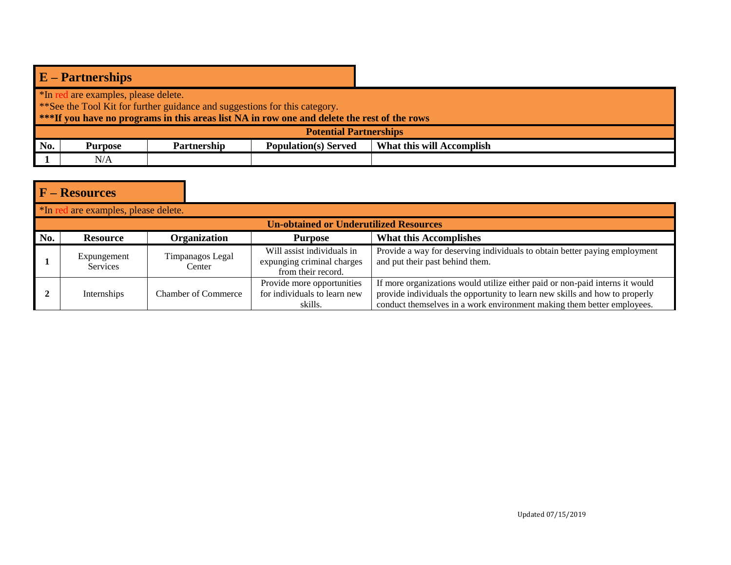## E – Partnerships

*In red are examples, please delete.

**See the Tool Kit for further guidance and suggestions for this category.

**\*\*\*If you have no programs in this areas list NA in row one and delete the rest of the rows**

| Potential Partnerships | | | | |
|---|---|---|---|---|
| **No.** | **Purpose** | **Partnership** | **Population(s) Served** | **What this will Accomplish** |
| **1** | N/A | | | |

## F – Resources

*In red are examples, please delete.

| Un-obtained or Underutilized Resources | | | | |
|---|---|---|---|---|
| **No.** | **Resource** | **Organization** | **Purpose** | **What this Accomplishes** |
| **1** | Expungement Services | Timpanagos Legal Center | Will assist individuals in expunging criminal charges from their record. | Provide a way for deserving individuals to obtain better paying employment and put their past behind them. |
| **2** | Internships | Chamber of Commerce | Provide more opportunities for individuals to learn new skills. | If more organizations would utilize either paid or non-paid interns it would provide individuals the opportunity to learn new skills and how to properly conduct themselves in a work environment making them better employees. |

Updated 07/15/2019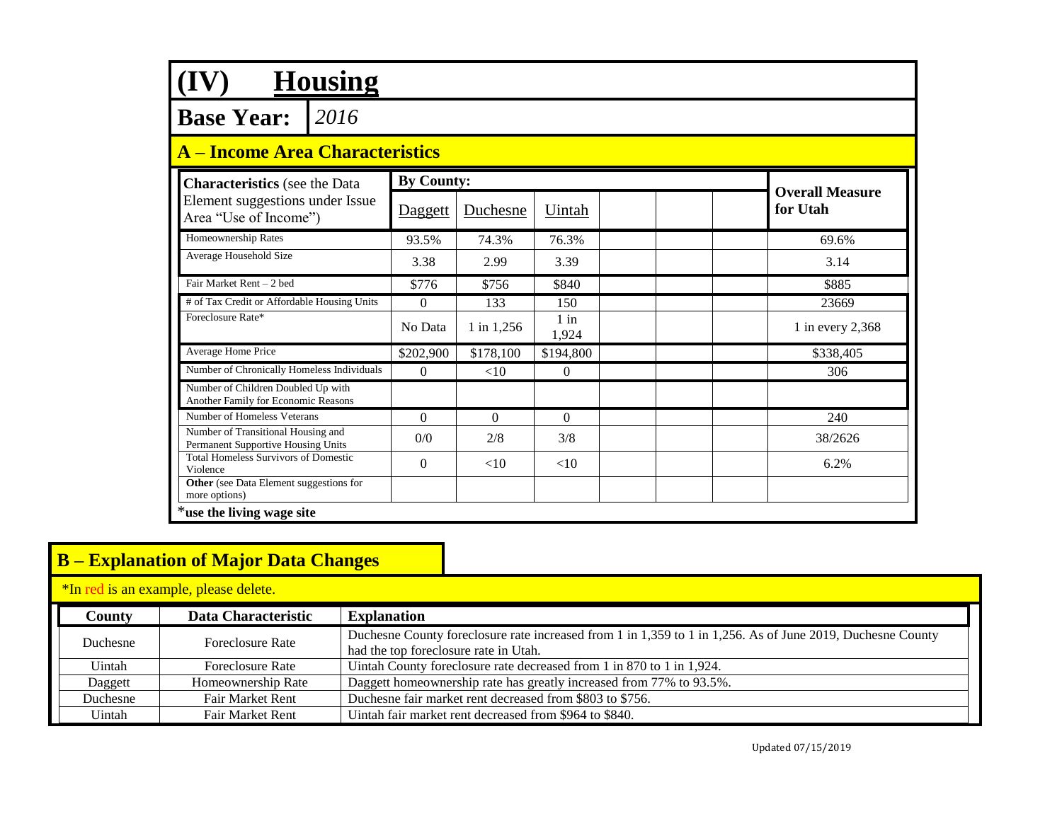# (IV) Housing

**Base Year:** *2016*

## A – Income Area Characteristics

| **Characteristics** (see the Data Element suggestions under Issue Area "Use of Income") | By County: | | | | | | **Overall Measure for Utah** |
|---|---|---|---|---|---|---|---|
| | Daggett | Duchesne | Uintah | | | | |
| Homeownership Rates | 93.5% | 74.3% | 76.3% | | | | 69.6% |
| Average Household Size | 3.38 | 2.99 | 3.39 | | | | 3.14 |
| Fair Market Rent – 2 bed | $776 | $756 | $840 | | | | $885 |
| # of Tax Credit or Affordable Housing Units | 0 | 133 | 150 | | | | 23669 |
| Foreclosure Rate* | No Data | 1 in 1,256 | 1 in 1,924 | | | | 1 in every 2,368 |
| Average Home Price | $202,900 | $178,100 | $194,800 | | | | $338,405 |
| Number of Chronically Homeless Individuals | 0 | <10 | 0 | | | | 306 |
| Number of Children Doubled Up with Another Family for Economic Reasons | | | | | | | |
| Number of Homeless Veterans | 0 | 0 | 0 | | | | 240 |
| Number of Transitional Housing and Permanent Supportive Housing Units | 0/0 | 2/8 | 3/8 | | | | 38/2626 |
| Total Homeless Survivors of Domestic Violence | 0 | <10 | <10 | | | | 6.2% |
| **Other** (see Data Element suggestions for more options) | | | | | | | |

*__use the living wage site__

## B – Explanation of Major Data Changes

*In red is an example, please delete.

| County | Data Characteristic | Explanation |
|---|---|---|
| Duchesne | Foreclosure Rate | Duchesne County foreclosure rate increased from 1 in 1,359 to 1 in 1,256. As of June 2019, Duchesne County had the top foreclosure rate in Utah. |
| Uintah | Foreclosure Rate | Uintah County foreclosure rate decreased from 1 in 870 to 1 in 1,924. |
| Daggett | Homeownership Rate | Daggett homeownership rate has greatly increased from 77% to 93.5%. |
| Duchesne | Fair Market Rent | Duchesne fair market rent decreased from $803 to $756. |
| Uintah | Fair Market Rent | Uintah fair market rent decreased from $964 to $840. |

Updated 07/15/2019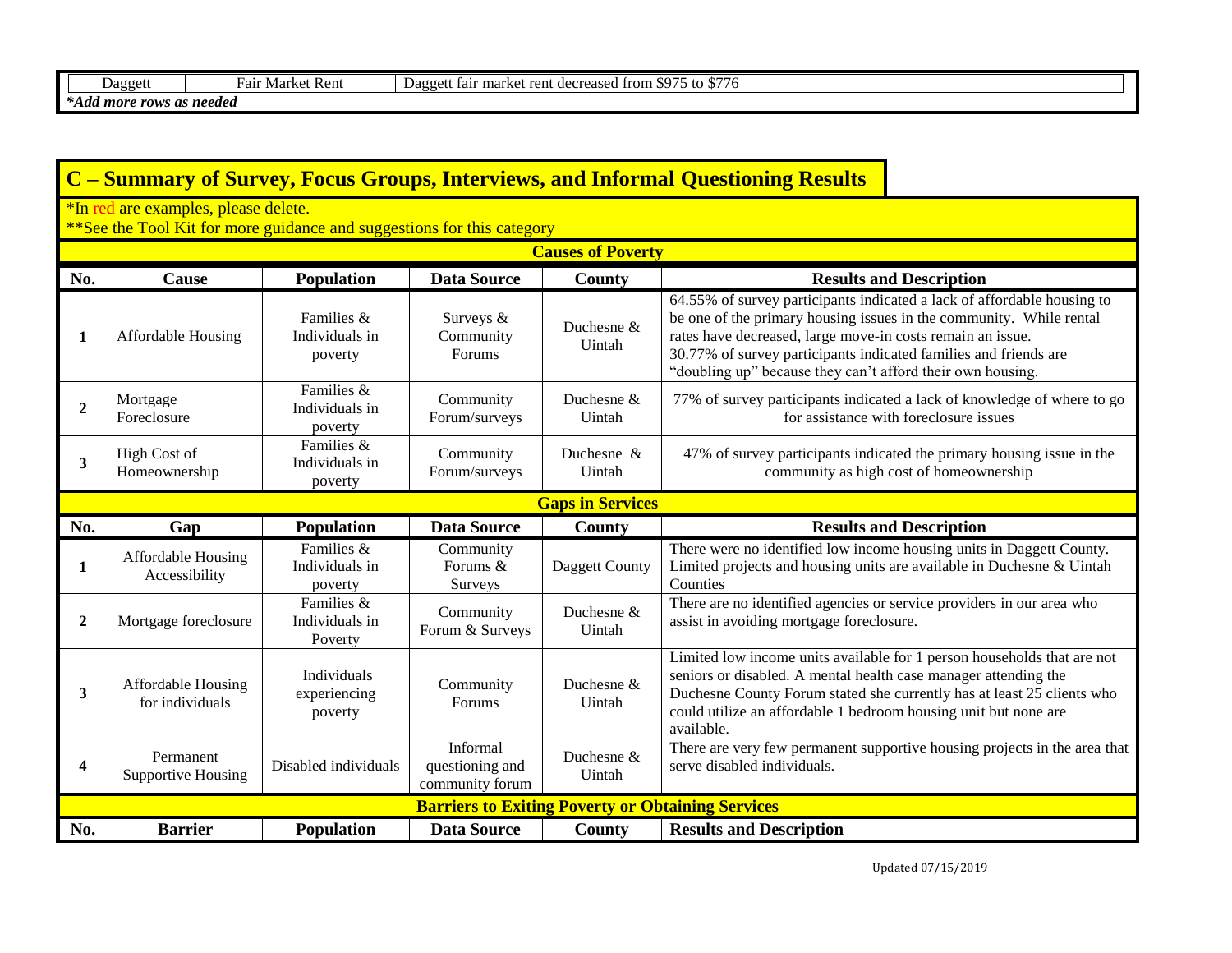| | | |
|---|---|---|
| Daggett | Fair Market Rent | Daggett fair market rent decreased from $975 to $776 |

***Add more rows as needed***

## C – Summary of Survey, Focus Groups, Interviews, and Informal Questioning Results

*In red are examples, please delete.
**See the Tool Kit for more guidance and suggestions for this category

**Causes of Poverty**

| No. | Cause | Population | Data Source | County | Results and Description |
|---|---|---|---|---|---|
| 1 | Affordable Housing | Families & Individuals in poverty | Surveys & Community Forums | Duchesne & Uintah | 64.55% of survey participants indicated a lack of affordable housing to be one of the primary housing issues in the community. While rental rates have decreased, large move-in costs remain an issue. 30.77% of survey participants indicated families and friends are "doubling up" because they can't afford their own housing. |
| 2 | Mortgage Foreclosure | Families & Individuals in poverty | Community Forum/surveys | Duchesne & Uintah | 77% of survey participants indicated a lack of knowledge of where to go for assistance with foreclosure issues |
| 3 | High Cost of Homeownership | Families & Individuals in poverty | Community Forum/surveys | Duchesne & Uintah | 47% of survey participants indicated the primary housing issue in the community as high cost of homeownership |

**Gaps in Services**

| No. | Gap | Population | Data Source | County | Results and Description |
|---|---|---|---|---|---|
| 1 | Affordable Housing Accessibility | Families & Individuals in poverty | Community Forums & Surveys | Daggett County | There were no identified low income housing units in Daggett County. Limited projects and housing units are available in Duchesne & Uintah Counties |
| 2 | Mortgage foreclosure | Families & Individuals in Poverty | Community Forum & Surveys | Duchesne & Uintah | There are no identified agencies or service providers in our area who assist in avoiding mortgage foreclosure. |
| 3 | Affordable Housing for individuals | Individuals experiencing poverty | Community Forums | Duchesne & Uintah | Limited low income units available for 1 person households that are not seniors or disabled. A mental health case manager attending the Duchesne County Forum stated she currently has at least 25 clients who could utilize an affordable 1 bedroom housing unit but none are available. |
| 4 | Permanent Supportive Housing | Disabled individuals | Informal questioning and community forum | Duchesne & Uintah | There are very few permanent supportive housing projects in the area that serve disabled individuals. |

**Barriers to Exiting Poverty or Obtaining Services**

| No. | Barrier | Population | Data Source | County | Results and Description |
|---|---|---|---|---|---|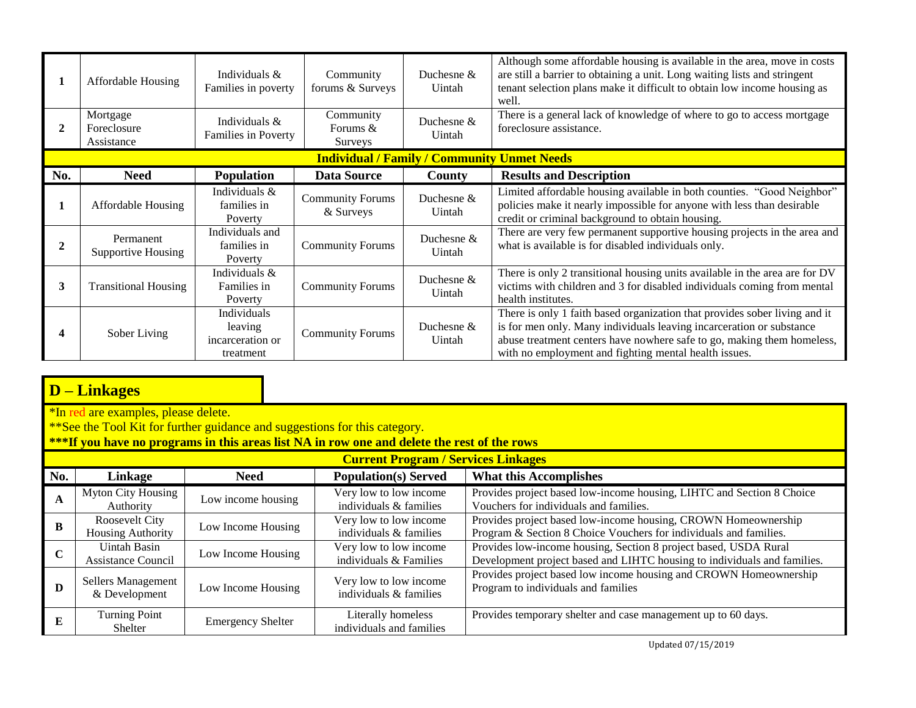| | | | | | |
|---|---|---|---|---|---|
| 1 | Affordable Housing | Individuals & Families in poverty | Community forums & Surveys | Duchesne & Uintah | Although some affordable housing is available in the area, move in costs are still a barrier to obtaining a unit. Long waiting lists and stringent tenant selection plans make it difficult to obtain low income housing as well. |
| 2 | Mortgage Foreclosure Assistance | Individuals & Families in Poverty | Community Forums & Surveys | Duchesne & Uintah | There is a general lack of knowledge of where to go to access mortgage foreclosure assistance. |

**Individual / Family / Community Unmet Needs**

| No. | Need | Population | Data Source | County | Results and Description |
|---|---|---|---|---|---|
| 1 | Affordable Housing | Individuals & families in Poverty | Community Forums & Surveys | Duchesne & Uintah | Limited affordable housing available in both counties. "Good Neighbor" policies make it nearly impossible for anyone with less than desirable credit or criminal background to obtain housing. |
| 2 | Permanent Supportive Housing | Individuals and families in Poverty | Community Forums | Duchesne & Uintah | There are very few permanent supportive housing projects in the area and what is available is for disabled individuals only. |
| 3 | Transitional Housing | Individuals & Families in Poverty | Community Forums | Duchesne & Uintah | There is only 2 transitional housing units available in the area are for DV victims with children and 3 for disabled individuals coming from mental health institutes. |
| 4 | Sober Living | Individuals leaving incarceration or treatment | Community Forums | Duchesne & Uintah | There is only 1 faith based organization that provides sober living and it is for men only. Many individuals leaving incarceration or substance abuse treatment centers have nowhere safe to go, making them homeless, with no employment and fighting mental health issues. |

## D – Linkages

*In red are examples, please delete.

**See the Tool Kit for further guidance and suggestions for this category.

**\*\*\*If you have no programs in this areas list NA in row one and delete the rest of the rows**

**Current Program / Services Linkages**

| No. | Linkage | Need | Population(s) Served | What this Accomplishes |
|---|---|---|---|---|
| A | Myton City Housing Authority | Low income housing | Very low to low income individuals & families | Provides project based low-income housing, LIHTC and Section 8 Choice Vouchers for individuals and families. |
| B | Roosevelt City Housing Authority | Low Income Housing | Very low to low income individuals & families | Provides project based low-income housing, CROWN Homeownership Program & Section 8 Choice Vouchers for individuals and families. |
| C | Uintah Basin Assistance Council | Low Income Housing | Very low to low income individuals & Families | Provides low-income housing, Section 8 project based, USDA Rural Development project based and LIHTC housing to individuals and families. |
| D | Sellers Management & Development | Low Income Housing | Very low to low income individuals & families | Provides project based low income housing and CROWN Homeownership Program to individuals and families |
| E | Turning Point Shelter | Emergency Shelter | Literally homeless individuals and families | Provides temporary shelter and case management up to 60 days. |

Updated 07/15/2019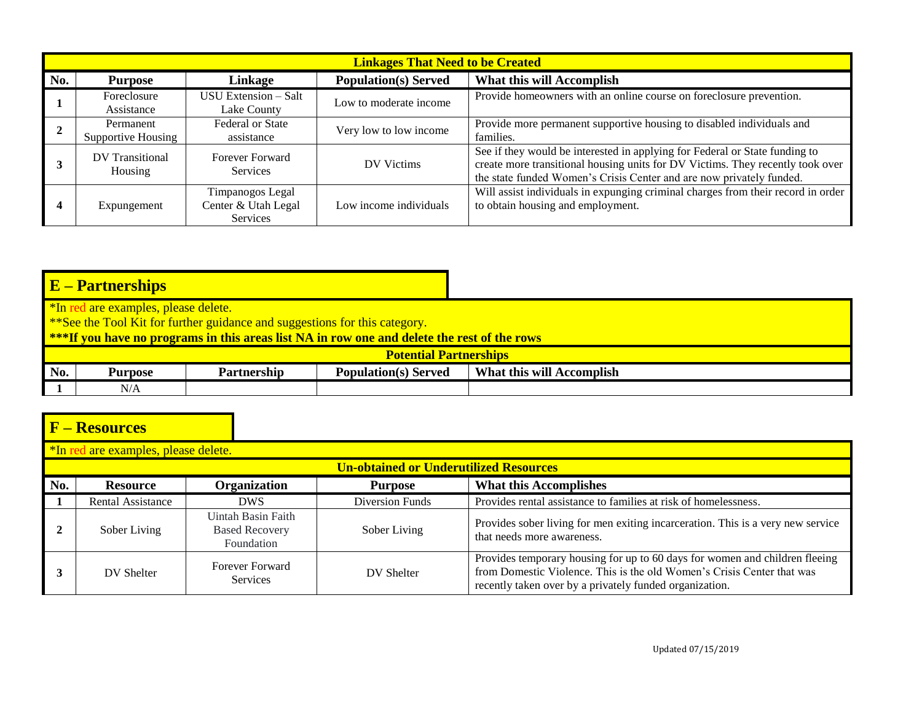| Linkages That Need to be Created | | | | |
|---|---|---|---|---|
| **No.** | **Purpose** | **Linkage** | **Population(s) Served** | **What this will Accomplish** |
| **1** | Foreclosure Assistance | USU Extension – Salt Lake County | Low to moderate income | Provide homeowners with an online course on foreclosure prevention. |
| **2** | Permanent Supportive Housing | Federal or State assistance | Very low to low income | Provide more permanent supportive housing to disabled individuals and families. |
| **3** | DV Transitional Housing | Forever Forward Services | DV Victims | See if they would be interested in applying for Federal or State funding to create more transitional housing units for DV Victims. They recently took over the state funded Women's Crisis Center and are now privately funded. |
| **4** | Expungement | Timpanogos Legal Center & Utah Legal Services | Low income individuals | Will assist individuals in expunging criminal charges from their record in order to obtain housing and employment. |

## E – Partnerships

*In red are examples, please delete.
**See the Tool Kit for further guidance and suggestions for this category.
**\*\*\*If you have no programs in this areas list NA in row one and delete the rest of the rows**

| Potential Partnerships | | | | |
|---|---|---|---|---|
| **No.** | **Purpose** | **Partnership** | **Population(s) Served** | **What this will Accomplish** |
| **1** | N/A | | | |

## F – Resources

*In red are examples, please delete.

| Un-obtained or Underutilized Resources | | | | |
|---|---|---|---|---|
| **No.** | **Resource** | **Organization** | **Purpose** | **What this Accomplishes** |
| **1** | Rental Assistance | DWS | Diversion Funds | Provides rental assistance to families at risk of homelessness. |
| **2** | Sober Living | Uintah Basin Faith Based Recovery Foundation | Sober Living | Provides sober living for men exiting incarceration. This is a very new service that needs more awareness. |
| **3** | DV Shelter | Forever Forward Services | DV Shelter | Provides temporary housing for up to 60 days for women and children fleeing from Domestic Violence. This is the old Women's Crisis Center that was recently taken over by a privately funded organization. |

Updated 07/15/2019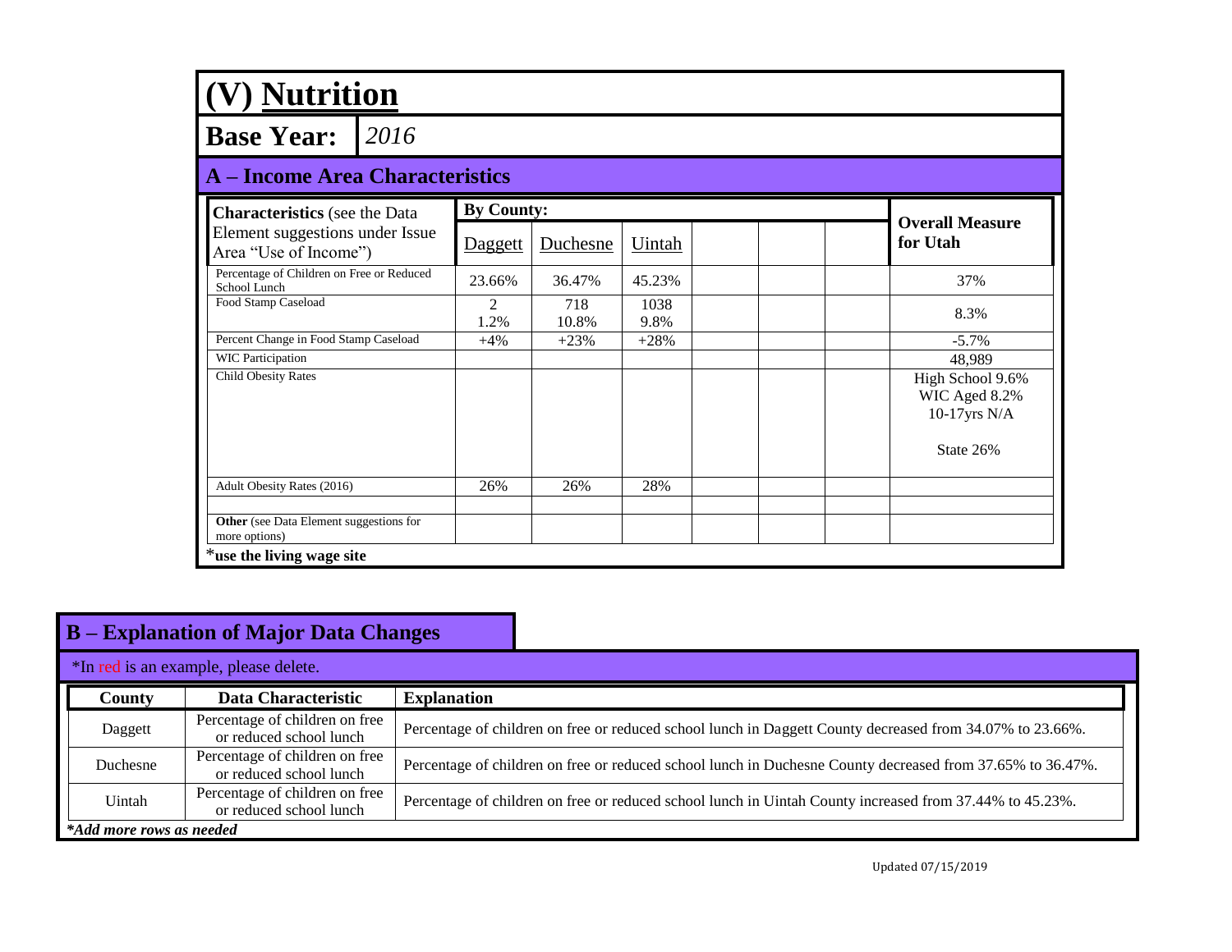# (V) Nutrition

## Base Year: 2016

### A – Income Area Characteristics

| **Characteristics** (see the Data Element suggestions under Issue Area "Use of Income") | By County: | | | | | | Overall Measure for Utah |
|---|---|---|---|---|---|---|---|
| | Daggett | Duchesne | Uintah | | | | |
| Percentage of Children on Free or Reduced School Lunch | 23.66% | 36.47% | 45.23% | | | | 37% |
| Food Stamp Caseload | 2<br>1.2% | 718<br>10.8% | 1038<br>9.8% | | | | 8.3% |
| Percent Change in Food Stamp Caseload | +4% | +23% | +28% | | | | -5.7% |
| WIC Participation | | | | | | | 48,989 |
| Child Obesity Rates | | | | | | | High School 9.6%<br>WIC Aged 8.2%<br>10-17yrs N/A<br><br>State 26% |
| Adult Obesity Rates (2016) | 26% | 26% | 28% | | | | |
| | | | | | | | |
| **Other** (see Data Element suggestions for more options) | | | | | | | |

*use the living wage site

### B – Explanation of Major Data Changes

*In red is an example, please delete.

| County | Data Characteristic | Explanation |
|---|---|---|
| Daggett | Percentage of children on free or reduced school lunch | Percentage of children on free or reduced school lunch in Daggett County decreased from 34.07% to 23.66%. |
| Duchesne | Percentage of children on free or reduced school lunch | Percentage of children on free or reduced school lunch in Duchesne County decreased from 37.65% to 36.47%. |
| Uintah | Percentage of children on free or reduced school lunch | Percentage of children on free or reduced school lunch in Uintah County increased from 37.44% to 45.23%. |

***Add more rows as needed***

Updated 07/15/2019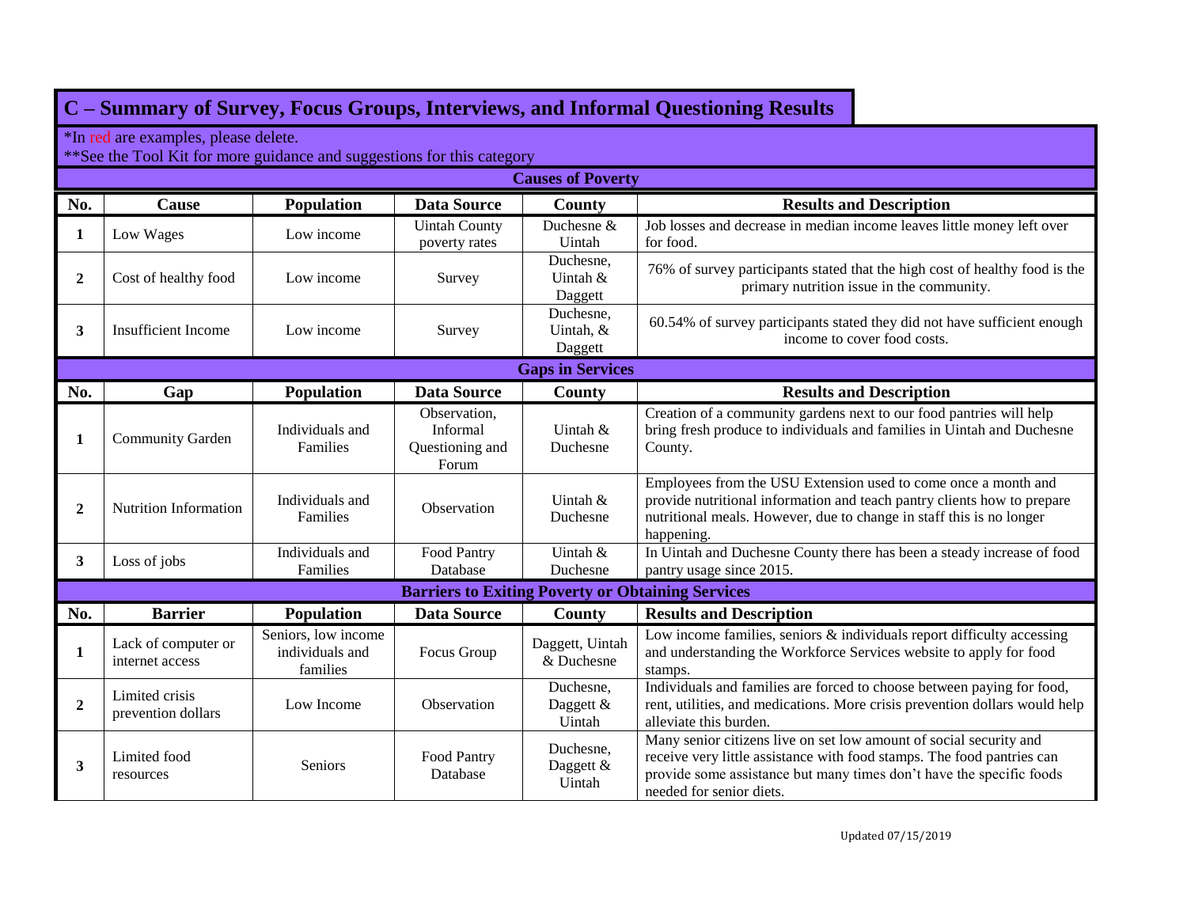# C – Summary of Survey, Focus Groups, Interviews, and Informal Questioning Results

*In red are examples, please delete.
**See the Tool Kit for more guidance and suggestions for this category

**Causes of Poverty**

| No. | Cause | Population | Data Source | County | Results and Description |
|---|---|---|---|---|---|
| 1 | Low Wages | Low income | Uintah County poverty rates | Duchesne & Uintah | Job losses and decrease in median income leaves little money left over for food. |
| 2 | Cost of healthy food | Low income | Survey | Duchesne, Uintah & Daggett | 76% of survey participants stated that the high cost of healthy food is the primary nutrition issue in the community. |
| 3 | Insufficient Income | Low income | Survey | Duchesne, Uintah, & Daggett | 60.54% of survey participants stated they did not have sufficient enough income to cover food costs. |

**Gaps in Services**

| No. | Gap | Population | Data Source | County | Results and Description |
|---|---|---|---|---|---|
| 1 | Community Garden | Individuals and Families | Observation, Informal Questioning and Forum | Uintah & Duchesne | Creation of a community gardens next to our food pantries will help bring fresh produce to individuals and families in Uintah and Duchesne County. |
| 2 | Nutrition Information | Individuals and Families | Observation | Uintah & Duchesne | Employees from the USU Extension used to come once a month and provide nutritional information and teach pantry clients how to prepare nutritional meals. However, due to change in staff this is no longer happening. |
| 3 | Loss of jobs | Individuals and Families | Food Pantry Database | Uintah & Duchesne | In Uintah and Duchesne County there has been a steady increase of food pantry usage since 2015. |

**Barriers to Exiting Poverty or Obtaining Services**

| No. | Barrier | Population | Data Source | County | Results and Description |
|---|---|---|---|---|---|
| 1 | Lack of computer or internet access | Seniors, low income individuals and families | Focus Group | Daggett, Uintah & Duchesne | Low income families, seniors & individuals report difficulty accessing and understanding the Workforce Services website to apply for food stamps. |
| 2 | Limited crisis prevention dollars | Low Income | Observation | Duchesne, Daggett & Uintah | Individuals and families are forced to choose between paying for food, rent, utilities, and medications. More crisis prevention dollars would help alleviate this burden. |
| 3 | Limited food resources | Seniors | Food Pantry Database | Duchesne, Daggett & Uintah | Many senior citizens live on set low amount of social security and receive very little assistance with food stamps. The food pantries can provide some assistance but many times don't have the specific foods needed for senior diets. |

Updated 07/15/2019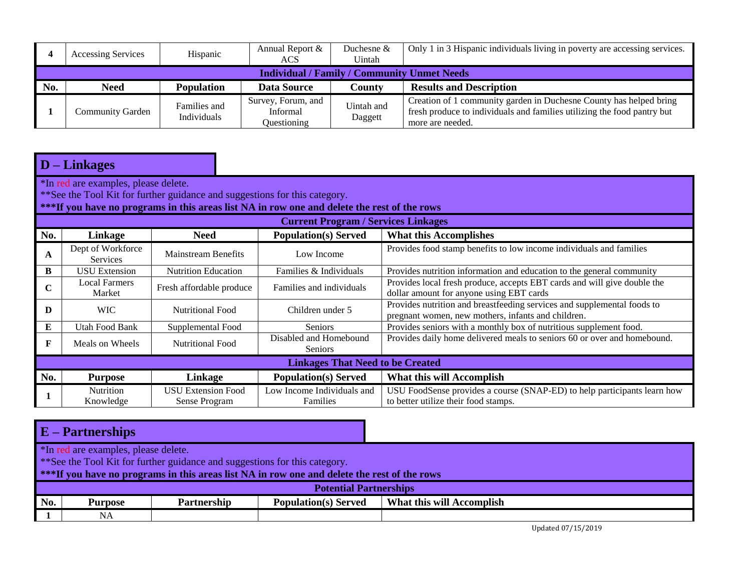| No. | Need | Population | Data Source | County | Results and Description |
|---|---|---|---|---|---|
| 4 | Accessing Services | Hispanic | Annual Report & ACS | Duchesne & Uintah | Only 1 in 3 Hispanic individuals living in poverty are accessing services. |

**Individual / Family / Community Unmet Needs**

| No. | Need | Population | Data Source | County | Results and Description |
|---|---|---|---|---|---|
| 1 | Community Garden | Families and Individuals | Survey, Forum, and Informal Questioning | Uintah and Daggett | Creation of 1 community garden in Duchesne County has helped bring fresh produce to individuals and families utilizing the food pantry but more are needed. |

## D – Linkages

*In red are examples, please delete.
**See the Tool Kit for further guidance and suggestions for this category.
**\*\*\*If you have no programs in this areas list NA in row one and delete the rest of the rows**

**Current Program / Services Linkages**

| No. | Linkage | Need | Population(s) Served | What this Accomplishes |
|---|---|---|---|---|
| A | Dept of Workforce Services | Mainstream Benefits | Low Income | Provides food stamp benefits to low income individuals and families |
| B | USU Extension | Nutrition Education | Families & Individuals | Provides nutrition information and education to the general community |
| C | Local Farmers Market | Fresh affordable produce | Families and individuals | Provides local fresh produce, accepts EBT cards and will give double the dollar amount for anyone using EBT cards |
| D | WIC | Nutritional Food | Children under 5 | Provides nutrition and breastfeeding services and supplemental foods to pregnant women, new mothers, infants and children. |
| E | Utah Food Bank | Supplemental Food | Seniors | Provides seniors with a monthly box of nutritious supplement food. |
| F | Meals on Wheels | Nutritional Food | Disabled and Homebound Seniors | Provides daily home delivered meals to seniors 60 or over and homebound. |

**Linkages That Need to be Created**

| No. | Purpose | Linkage | Population(s) Served | What this will Accomplish |
|---|---|---|---|---|
| 1 | Nutrition Knowledge | USU Extension Food Sense Program | Low Income Individuals and Families | USU FoodSense provides a course (SNAP-ED) to help participants learn how to better utilize their food stamps. |

## E – Partnerships

*In red are examples, please delete.
**See the Tool Kit for further guidance and suggestions for this category.
**\*\*\*If you have no programs in this areas list NA in row one and delete the rest of the rows**

**Potential Partnerships**

| No. | Purpose | Partnership | Population(s) Served | What this will Accomplish |
|---|---|---|---|---|
| 1 | NA | | | |

Updated 07/15/2019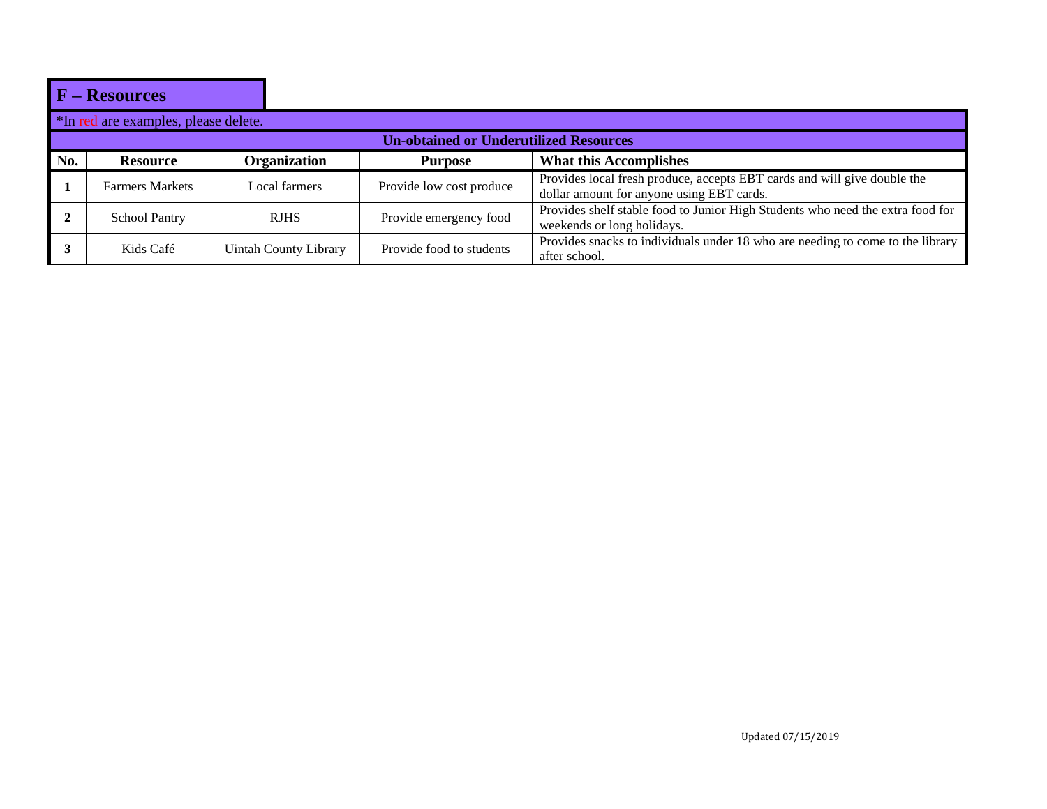## F – Resources

*In red are examples, please delete.

| Un-obtained or Underutilized Resources | | | | |
|---|---|---|---|---|
| **No.** | **Resource** | **Organization** | **Purpose** | **What this Accomplishes** |
| **1** | Farmers Markets | Local farmers | Provide low cost produce | Provides local fresh produce, accepts EBT cards and will give double the dollar amount for anyone using EBT cards. |
| **2** | School Pantry | RJHS | Provide emergency food | Provides shelf stable food to Junior High Students who need the extra food for weekends or long holidays. |
| **3** | Kids Café | Uintah County Library | Provide food to students | Provides snacks to individuals under 18 who are needing to come to the library after school. |

Updated 07/15/2019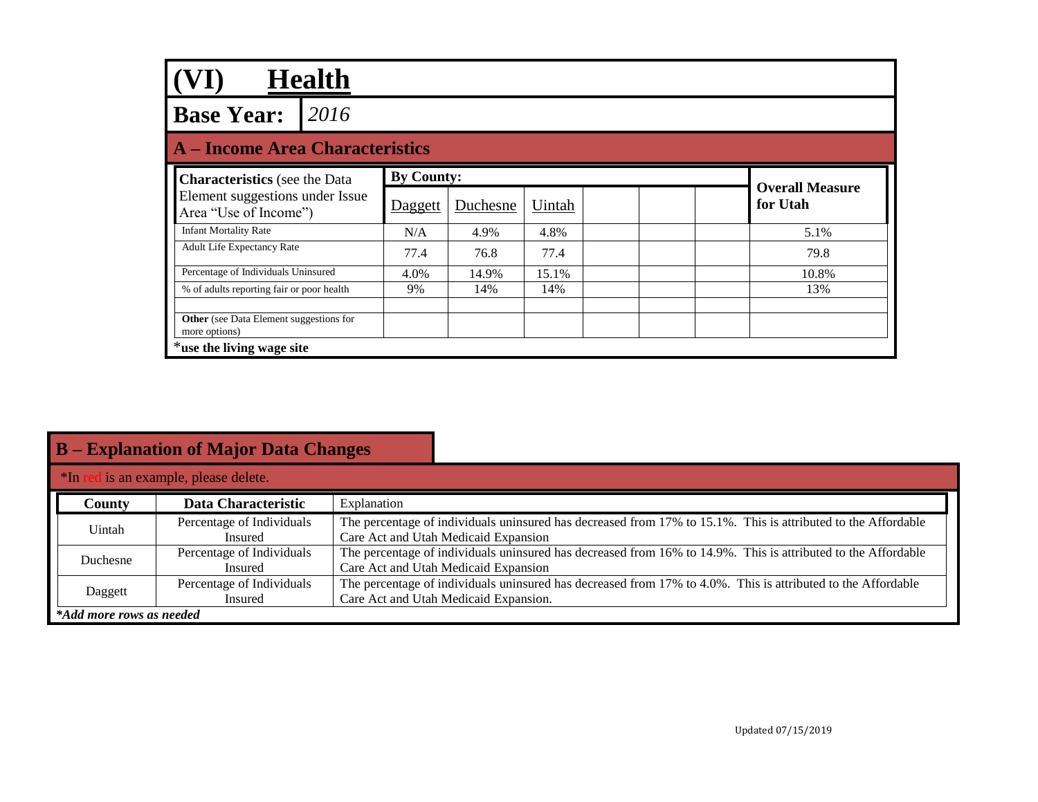# (VI) Health

**Base Year:** *2016*

## A – Income Area Characteristics

| **Characteristics** (see the Data Element suggestions under Issue Area "Use of Income") | **By County:** | | | | | | **Overall Measure for Utah** |
|---|---|---|---|---|---|---|---|
| | Daggett | Duchesne | Uintah | | | | |
| Infant Mortality Rate | N/A | 4.9% | 4.8% | | | | 5.1% |
| Adult Life Expectancy Rate | 77.4 | 76.8 | 77.4 | | | | 79.8 |
| Percentage of Individuals Uninsured | 4.0% | 14.9% | 15.1% | | | | 10.8% |
| % of adults reporting fair or poor health | 9% | 14% | 14% | | | | 13% |
| | | | | | | | |
| **Other** (see Data Element suggestions for more options) | | | | | | | |

*__use the living wage site__

## B – Explanation of Major Data Changes

*In red is an example, please delete.

| County | Data Characteristic | Explanation |
|---|---|---|
| Uintah | Percentage of Individuals Insured | The percentage of individuals uninsured has decreased from 17% to 15.1%. This is attributed to the Affordable Care Act and Utah Medicaid Expansion |
| Duchesne | Percentage of Individuals Insured | The percentage of individuals uninsured has decreased from 16% to 14.9%. This is attributed to the Affordable Care Act and Utah Medicaid Expansion |
| Daggett | Percentage of Individuals Insured | The percentage of individuals uninsured has decreased from 17% to 4.0%. This is attributed to the Affordable Care Act and Utah Medicaid Expansion. |

***Add more rows as needed***

Updated 07/15/2019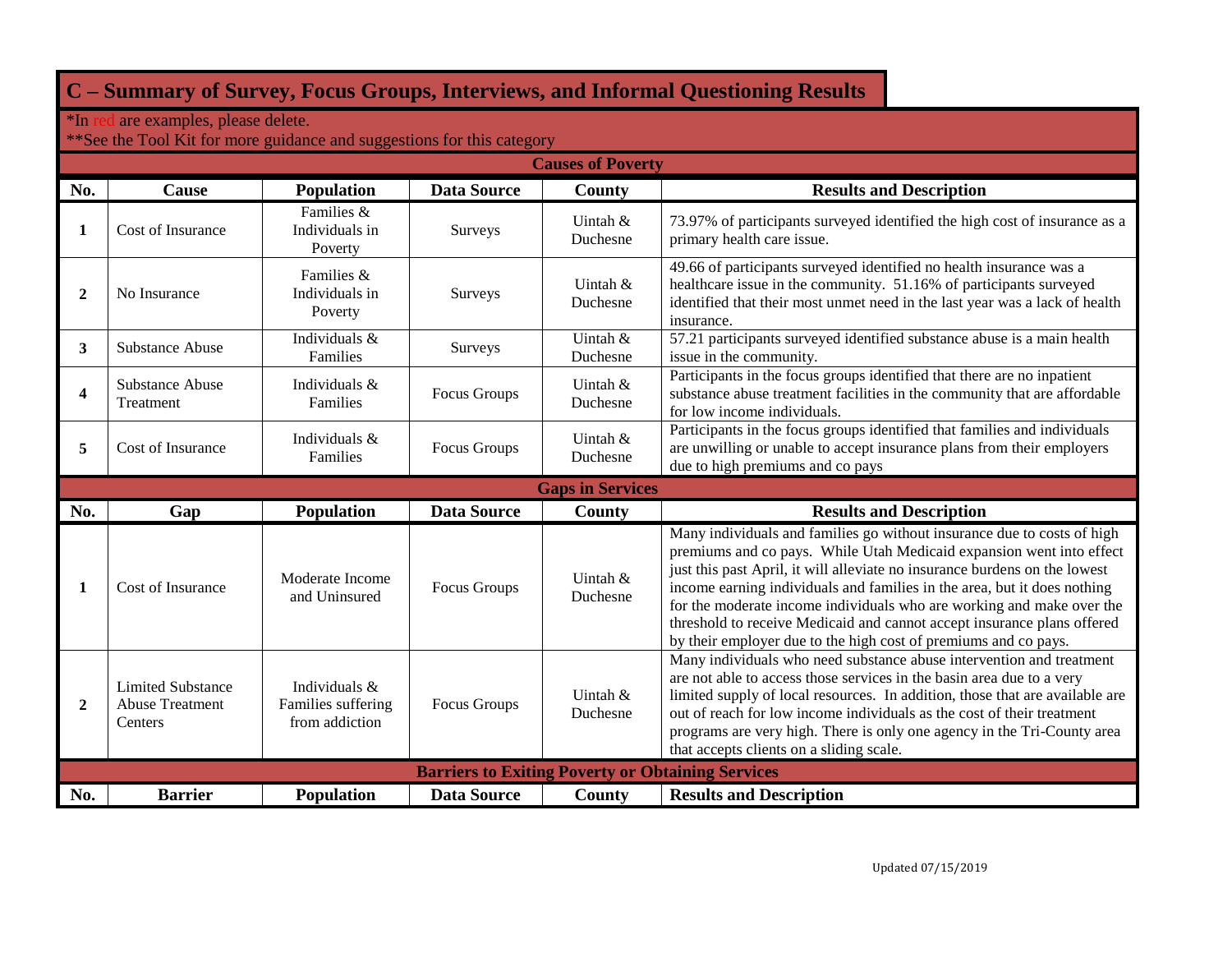## C – Summary of Survey, Focus Groups, Interviews, and Informal Questioning Results

*In red are examples, please delete.
**See the Tool Kit for more guidance and suggestions for this category

| Causes of Poverty | | | | | |
|---|---|---|---|---|---|
| **No.** | **Cause** | **Population** | **Data Source** | **County** | **Results and Description** |
| **1** | Cost of Insurance | Families & Individuals in Poverty | Surveys | Uintah & Duchesne | 73.97% of participants surveyed identified the high cost of insurance as a primary health care issue. |
| **2** | No Insurance | Families & Individuals in Poverty | Surveys | Uintah & Duchesne | 49.66 of participants surveyed identified no health insurance was a healthcare issue in the community. 51.16% of participants surveyed identified that their most unmet need in the last year was a lack of health insurance. |
| **3** | Substance Abuse | Individuals & Families | Surveys | Uintah & Duchesne | 57.21 participants surveyed identified substance abuse is a main health issue in the community. |
| **4** | Substance Abuse Treatment | Individuals & Families | Focus Groups | Uintah & Duchesne | Participants in the focus groups identified that there are no inpatient substance abuse treatment facilities in the community that are affordable for low income individuals. |
| **5** | Cost of Insurance | Individuals & Families | Focus Groups | Uintah & Duchesne | Participants in the focus groups identified that families and individuals are unwilling or unable to accept insurance plans from their employers due to high premiums and co pays |

| Gaps in Services | | | | | |
|---|---|---|---|---|---|
| **No.** | **Gap** | **Population** | **Data Source** | **County** | **Results and Description** |
| **1** | Cost of Insurance | Moderate Income and Uninsured | Focus Groups | Uintah & Duchesne | Many individuals and families go without insurance due to costs of high premiums and co pays. While Utah Medicaid expansion went into effect just this past April, it will alleviate no insurance burdens on the lowest income earning individuals and families in the area, but it does nothing for the moderate income individuals who are working and make over the threshold to receive Medicaid and cannot accept insurance plans offered by their employer due to the high cost of premiums and co pays. |
| **2** | Limited Substance Abuse Treatment Centers | Individuals & Families suffering from addiction | Focus Groups | Uintah & Duchesne | Many individuals who need substance abuse intervention and treatment are not able to access those services in the basin area due to a very limited supply of local resources. In addition, those that are available are out of reach for low income individuals as the cost of their treatment programs are very high. There is only one agency in the Tri-County area that accepts clients on a sliding scale. |

| Barriers to Exiting Poverty or Obtaining Services | | | | | |
|---|---|---|---|---|---|
| **No.** | **Barrier** | **Population** | **Data Source** | **County** | **Results and Description** |

Updated 07/15/2019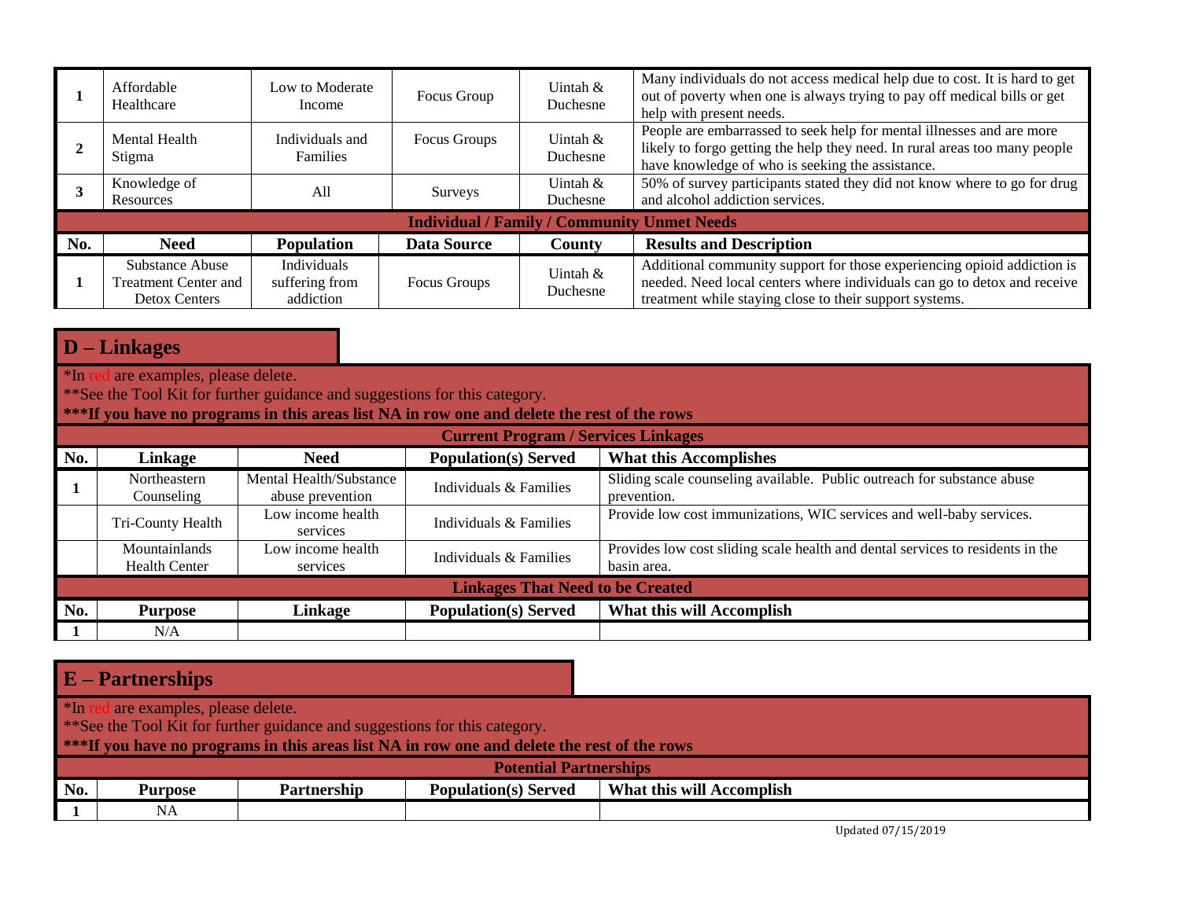| | | | | | |
|---|---|---|---|---|---|
| 1 | Affordable Healthcare | Low to Moderate Income | Focus Group | Uintah & Duchesne | Many individuals do not access medical help due to cost. It is hard to get out of poverty when one is always trying to pay off medical bills or get help with present needs. |
| 2 | Mental Health Stigma | Individuals and Families | Focus Groups | Uintah & Duchesne | People are embarrassed to seek help for mental illnesses and are more likely to forgo getting the help they need. In rural areas too many people have knowledge of who is seeking the assistance. |
| 3 | Knowledge of Resources | All | Surveys | Uintah & Duchesne | 50% of survey participants stated they did not know where to go for drug and alcohol addiction services. |

**Individual / Family / Community Unmet Needs**

| No. | Need | Population | Data Source | County | Results and Description |
|---|---|---|---|---|---|
| 1 | Substance Abuse Treatment Center and Detox Centers | Individuals suffering from addiction | Focus Groups | Uintah & Duchesne | Additional community support for those experiencing opioid addiction is needed. Need local centers where individuals can go to detox and receive treatment while staying close to their support systems. |

## D – Linkages

*In red are examples, please delete.
**See the Tool Kit for further guidance and suggestions for this category.
***If you have no programs in this areas list NA in row one and delete the rest of the rows

**Current Program / Services Linkages**

| No. | Linkage | Need | Population(s) Served | What this Accomplishes |
|---|---|---|---|---|
| 1 | Northeastern Counseling | Mental Health/Substance abuse prevention | Individuals & Families | Sliding scale counseling available. Public outreach for substance abuse prevention. |
| | Tri-County Health | Low income health services | Individuals & Families | Provide low cost immunizations, WIC services and well-baby services. |
| | Mountainlands Health Center | Low income health services | Individuals & Families | Provides low cost sliding scale health and dental services to residents in the basin area. |

**Linkages That Need to be Created**

| No. | Purpose | Linkage | Population(s) Served | What this will Accomplish |
|---|---|---|---|---|
| 1 | N/A | | | |

## E – Partnerships

*In red are examples, please delete.
**See the Tool Kit for further guidance and suggestions for this category.
***If you have no programs in this areas list NA in row one and delete the rest of the rows

**Potential Partnerships**

| No. | Purpose | Partnership | Population(s) Served | What this will Accomplish |
|---|---|---|---|---|
| 1 | NA | | | |

Updated 07/15/2019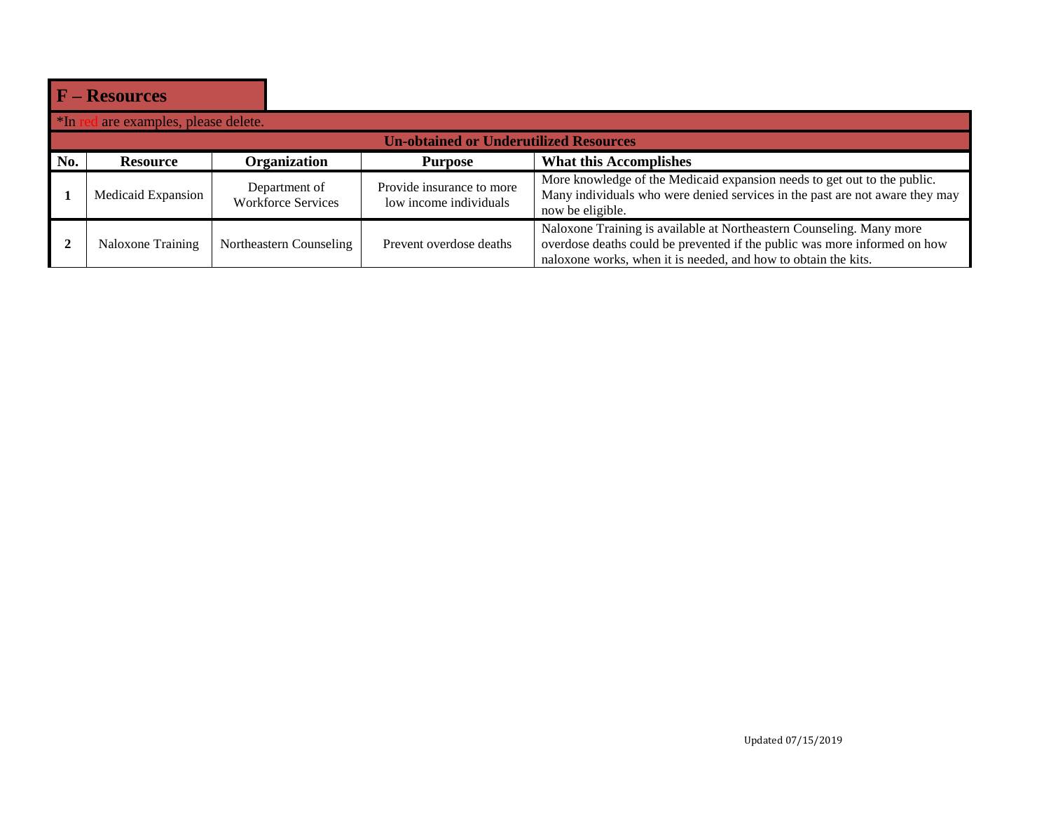## F – Resources

*In red are examples, please delete.

**Un-obtained or Underutilized Resources**

| No. | Resource | Organization | Purpose | What this Accomplishes |
|---|---|---|---|---|
| **1** | Medicaid Expansion | Department of Workforce Services | Provide insurance to more low income individuals | More knowledge of the Medicaid expansion needs to get out to the public. Many individuals who were denied services in the past are not aware they may now be eligible. |
| **2** | Naloxone Training | Northeastern Counseling | Prevent overdose deaths | Naloxone Training is available at Northeastern Counseling. Many more overdose deaths could be prevented if the public was more informed on how naloxone works, when it is needed, and how to obtain the kits. |

Updated 07/15/2019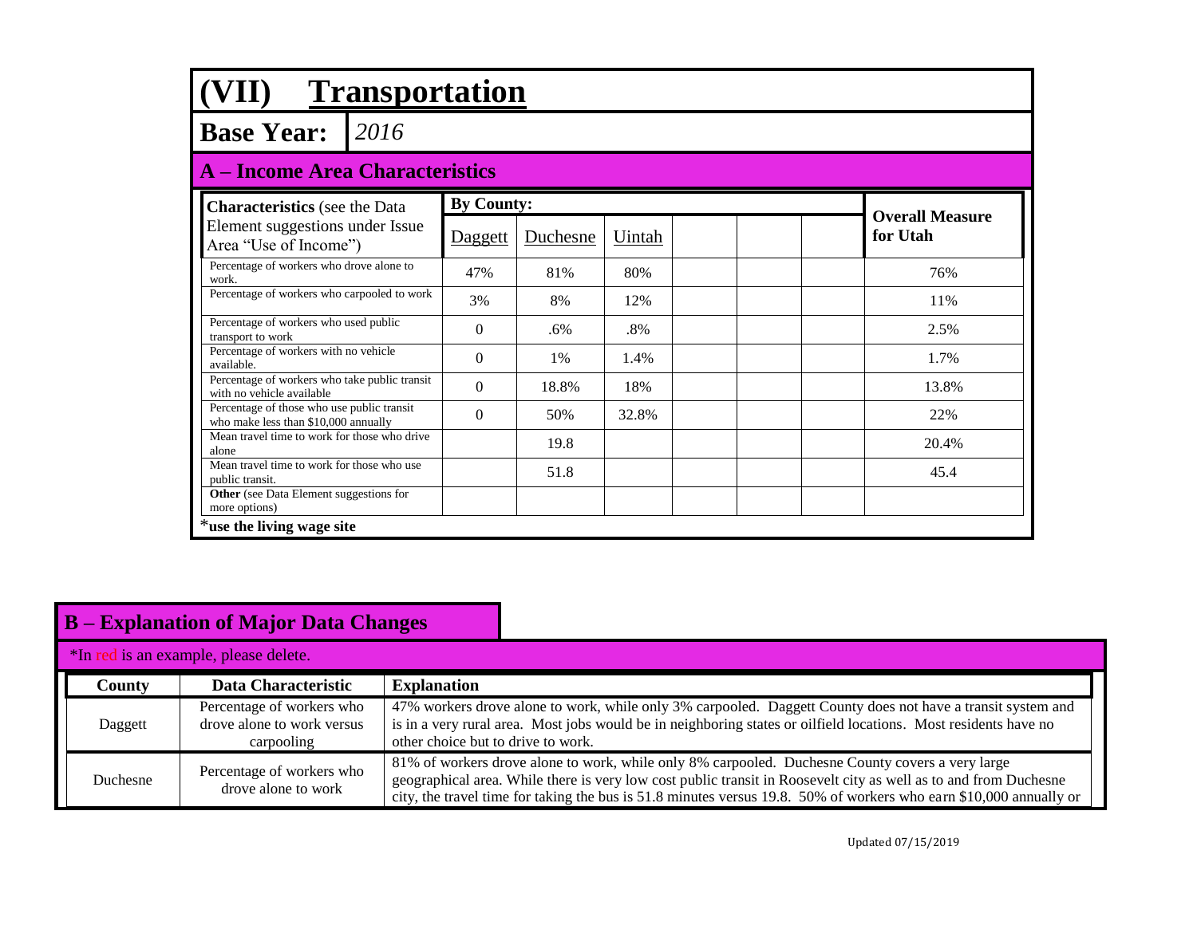# (VII) Transportation

**Base Year:** *2016*

## A – Income Area Characteristics

| **Characteristics** (see the Data Element suggestions under Issue Area "Use of Income") | **By County:** | | | | | | **Overall Measure for Utah** |
|---|---|---|---|---|---|---|---|
| | Daggett | Duchesne | Uintah | | | | |
| Percentage of workers who drove alone to work. | 47% | 81% | 80% | | | | 76% |
| Percentage of workers who carpooled to work | 3% | 8% | 12% | | | | 11% |
| Percentage of workers who used public transport to work | 0 | .6% | .8% | | | | 2.5% |
| Percentage of workers with no vehicle available. | 0 | 1% | 1.4% | | | | 1.7% |
| Percentage of workers who take public transit with no vehicle available | 0 | 18.8% | 18% | | | | 13.8% |
| Percentage of those who use public transit who make less than $10,000 annually | 0 | 50% | 32.8% | | | | 22% |
| Mean travel time to work for those who drive alone | | 19.8 | | | | | 20.4% |
| Mean travel time to work for those who use public transit. | | 51.8 | | | | | 45.4 |
| **Other** (see Data Element suggestions for more options) | | | | | | | |

***use the living wage site**

## B – Explanation of Major Data Changes

*In red is an example, please delete.

| County | Data Characteristic | Explanation |
|---|---|---|
| Daggett | Percentage of workers who drove alone to work versus carpooling | 47% workers drove alone to work, while only 3% carpooled. Daggett County does not have a transit system and is in a very rural area. Most jobs would be in neighboring states or oilfield locations. Most residents have no other choice but to drive to work. |
| Duchesne | Percentage of workers who drove alone to work | 81% of workers drove alone to work, while only 8% carpooled. Duchesne County covers a very large geographical area. While there is very low cost public transit in Roosevelt city as well as to and from Duchesne city, the travel time for taking the bus is 51.8 minutes versus 19.8. 50% of workers who earn $10,000 annually or |

Updated 07/15/2019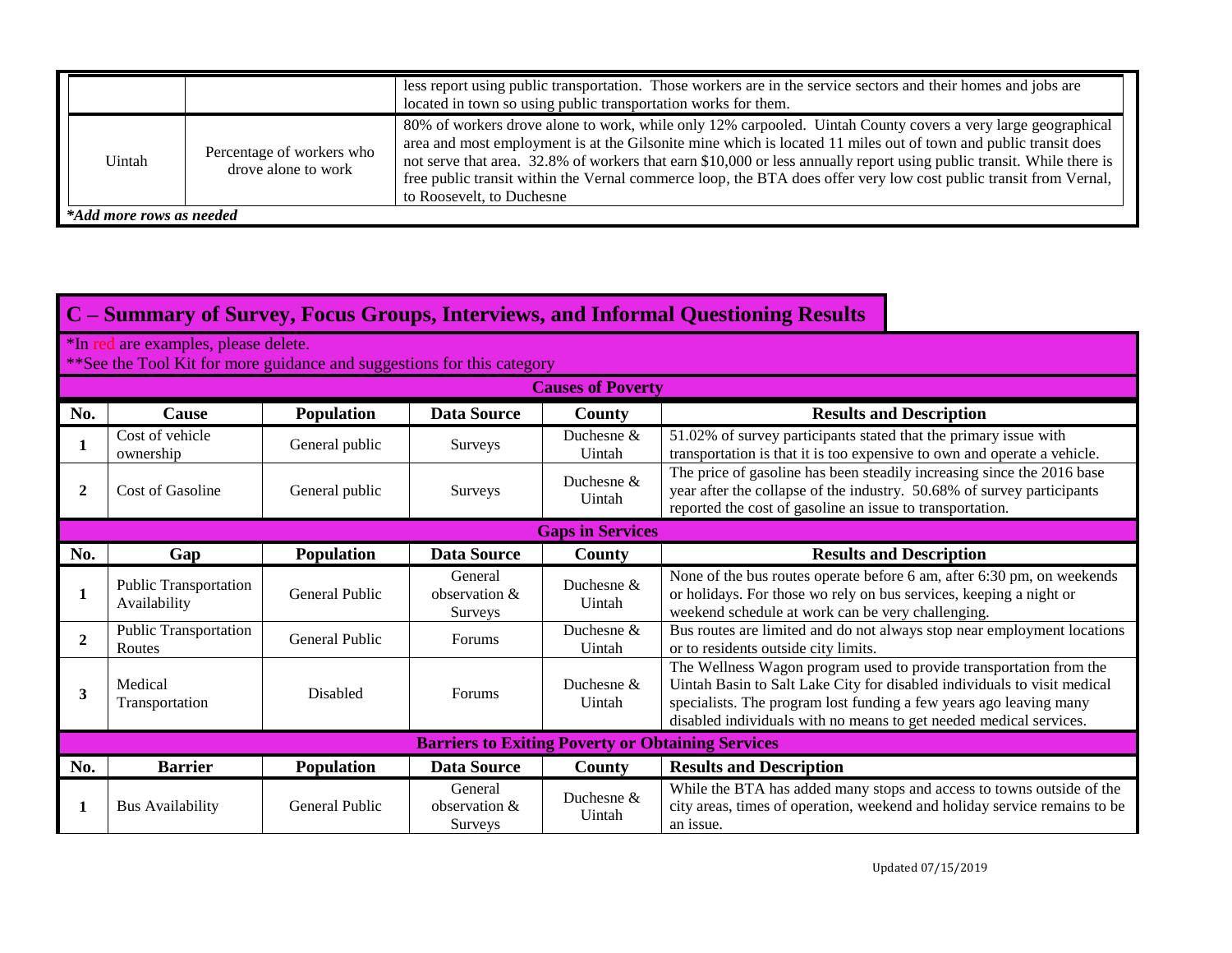| | | |
|---|---|---|
| | | less report using public transportation. Those workers are in the service sectors and their homes and jobs are located in town so using public transportation works for them. |
| Uintah | Percentage of workers who drove alone to work | 80% of workers drove alone to work, while only 12% carpooled. Uintah County covers a very large geographical area and most employment is at the Gilsonite mine which is located 11 miles out of town and public transit does not serve that area. 32.8% of workers that earn $10,000 or less annually report using public transit. While there is free public transit within the Vernal commerce loop, the BTA does offer very low cost public transit from Vernal, to Roosevelt, to Duchesne |

*Add more rows as needed*

## C – Summary of Survey, Focus Groups, Interviews, and Informal Questioning Results

*In red are examples, please delete.
**See the Tool Kit for more guidance and suggestions for this category

| Causes of Poverty | | | | | |
|---|---|---|---|---|---|
| **No.** | **Cause** | **Population** | **Data Source** | **County** | **Results and Description** |
| **1** | Cost of vehicle ownership | General public | Surveys | Duchesne & Uintah | 51.02% of survey participants stated that the primary issue with transportation is that it is too expensive to own and operate a vehicle. |
| **2** | Cost of Gasoline | General public | Surveys | Duchesne & Uintah | The price of gasoline has been steadily increasing since the 2016 base year after the collapse of the industry. 50.68% of survey participants reported the cost of gasoline an issue to transportation. |
| **Gaps in Services** | | | | | |
| **No.** | **Gap** | **Population** | **Data Source** | **County** | **Results and Description** |
| **1** | Public Transportation Availability | General Public | General observation & Surveys | Duchesne & Uintah | None of the bus routes operate before 6 am, after 6:30 pm, on weekends or holidays. For those wo rely on bus services, keeping a night or weekend schedule at work can be very challenging. |
| **2** | Public Transportation Routes | General Public | Forums | Duchesne & Uintah | Bus routes are limited and do not always stop near employment locations or to residents outside city limits. |
| **3** | Medical Transportation | Disabled | Forums | Duchesne & Uintah | The Wellness Wagon program used to provide transportation from the Uintah Basin to Salt Lake City for disabled individuals to visit medical specialists. The program lost funding a few years ago leaving many disabled individuals with no means to get needed medical services. |
| **Barriers to Exiting Poverty or Obtaining Services** | | | | | |
| **No.** | **Barrier** | **Population** | **Data Source** | **County** | **Results and Description** |
| **1** | Bus Availability | General Public | General observation & Surveys | Duchesne & Uintah | While the BTA has added many stops and access to towns outside of the city areas, times of operation, weekend and holiday service remains to be an issue. |

Updated 07/15/2019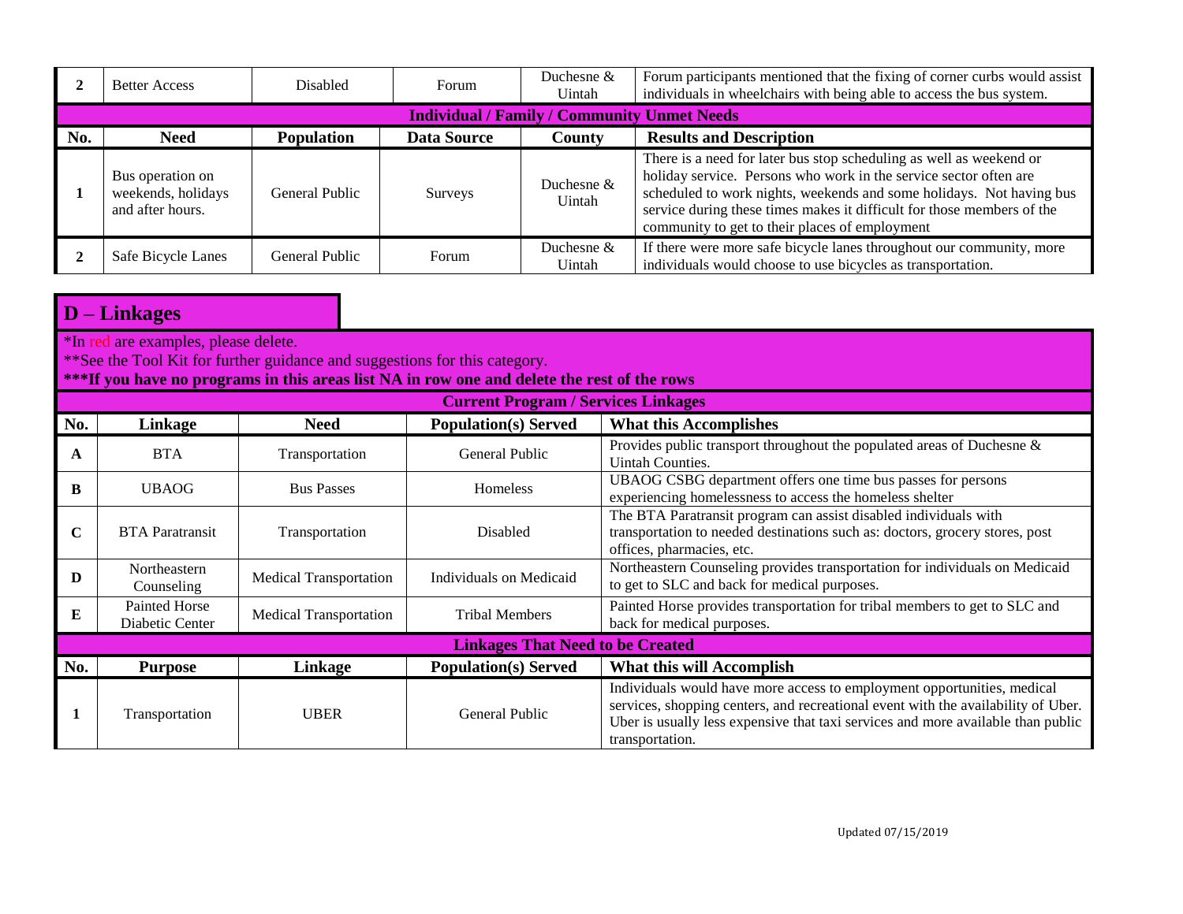| 2 | Better Access | Disabled | Forum | Duchesne & Uintah | Forum participants mentioned that the fixing of corner curbs would assist individuals in wheelchairs with being able to access the bus system. |
|---|---|---|---|---|---|

**Individual / Family / Community Unmet Needs**

| No. | Need | Population | Data Source | County | Results and Description |
|---|---|---|---|---|---|
| 1 | Bus operation on weekends, holidays and after hours. | General Public | Surveys | Duchesne & Uintah | There is a need for later bus stop scheduling as well as weekend or holiday service. Persons who work in the service sector often are scheduled to work nights, weekends and some holidays. Not having bus service during these times makes it difficult for those members of the community to get to their places of employment |
| 2 | Safe Bicycle Lanes | General Public | Forum | Duchesne & Uintah | If there were more safe bicycle lanes throughout our community, more individuals would choose to use bicycles as transportation. |

## D – Linkages

*In red are examples, please delete.
**See the Tool Kit for further guidance and suggestions for this category.
**\*\*\*If you have no programs in this areas list NA in row one and delete the rest of the rows**

**Current Program / Services Linkages**

| No. | Linkage | Need | Population(s) Served | What this Accomplishes |
|---|---|---|---|---|
| A | BTA | Transportation | General Public | Provides public transport throughout the populated areas of Duchesne & Uintah Counties. |
| B | UBAOG | Bus Passes | Homeless | UBAOG CSBG department offers one time bus passes for persons experiencing homelessness to access the homeless shelter |
| C | BTA Paratransit | Transportation | Disabled | The BTA Paratransit program can assist disabled individuals with transportation to needed destinations such as: doctors, grocery stores, post offices, pharmacies, etc. |
| D | Northeastern Counseling | Medical Transportation | Individuals on Medicaid | Northeastern Counseling provides transportation for individuals on Medicaid to get to SLC and back for medical purposes. |
| E | Painted Horse Diabetic Center | Medical Transportation | Tribal Members | Painted Horse provides transportation for tribal members to get to SLC and back for medical purposes. |

**Linkages That Need to be Created**

| No. | Purpose | Linkage | Population(s) Served | What this will Accomplish |
|---|---|---|---|---|
| 1 | Transportation | UBER | General Public | Individuals would have more access to employment opportunities, medical services, shopping centers, and recreational event with the availability of Uber. Uber is usually less expensive that taxi services and more available than public transportation. |

Updated 07/15/2019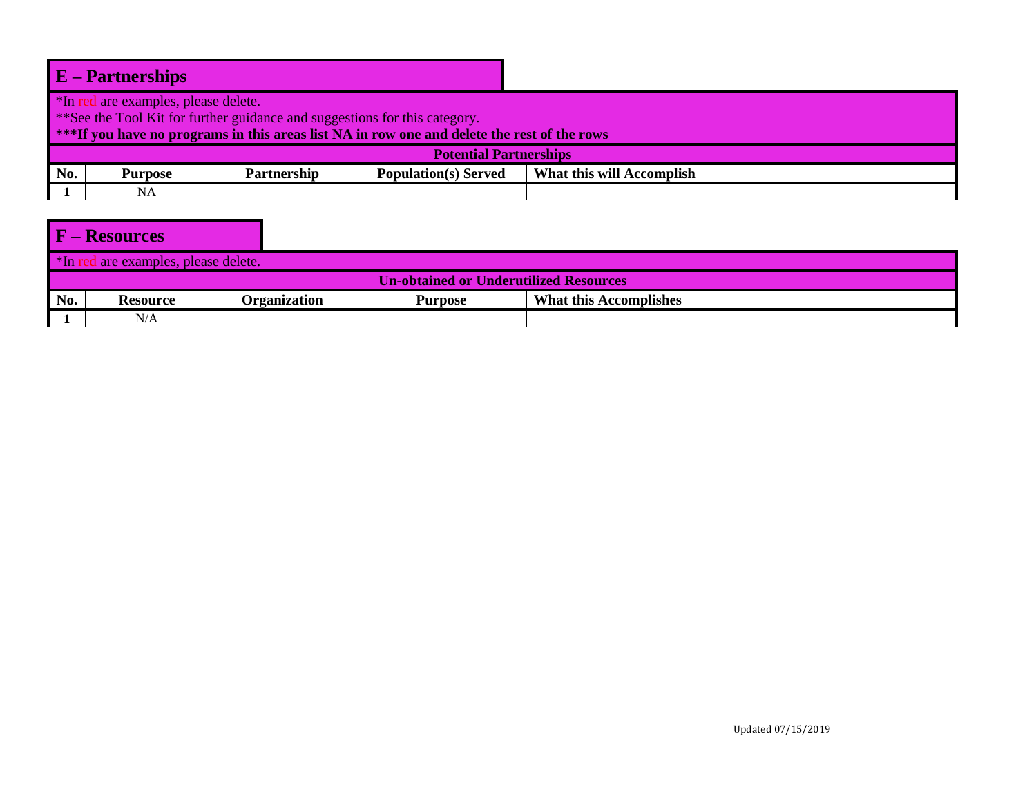## E – Partnerships

*In red are examples, please delete.
**See the Tool Kit for further guidance and suggestions for this category.
**\*\*\*If you have no programs in this areas list NA in row one and delete the rest of the rows**

| Potential Partnerships | | | | |
|---|---|---|---|---|
| **No.** | **Purpose** | **Partnership** | **Population(s) Served** | **What this will Accomplish** |
| **1** | NA | | | |

## F – Resources

*In red are examples, please delete.

| Un-obtained or Underutilized Resources | | | | |
|---|---|---|---|---|
| **No.** | **Resource** | **Organization** | **Purpose** | **What this Accomplishes** |
| **1** | N/A | | | |

Updated 07/15/2019